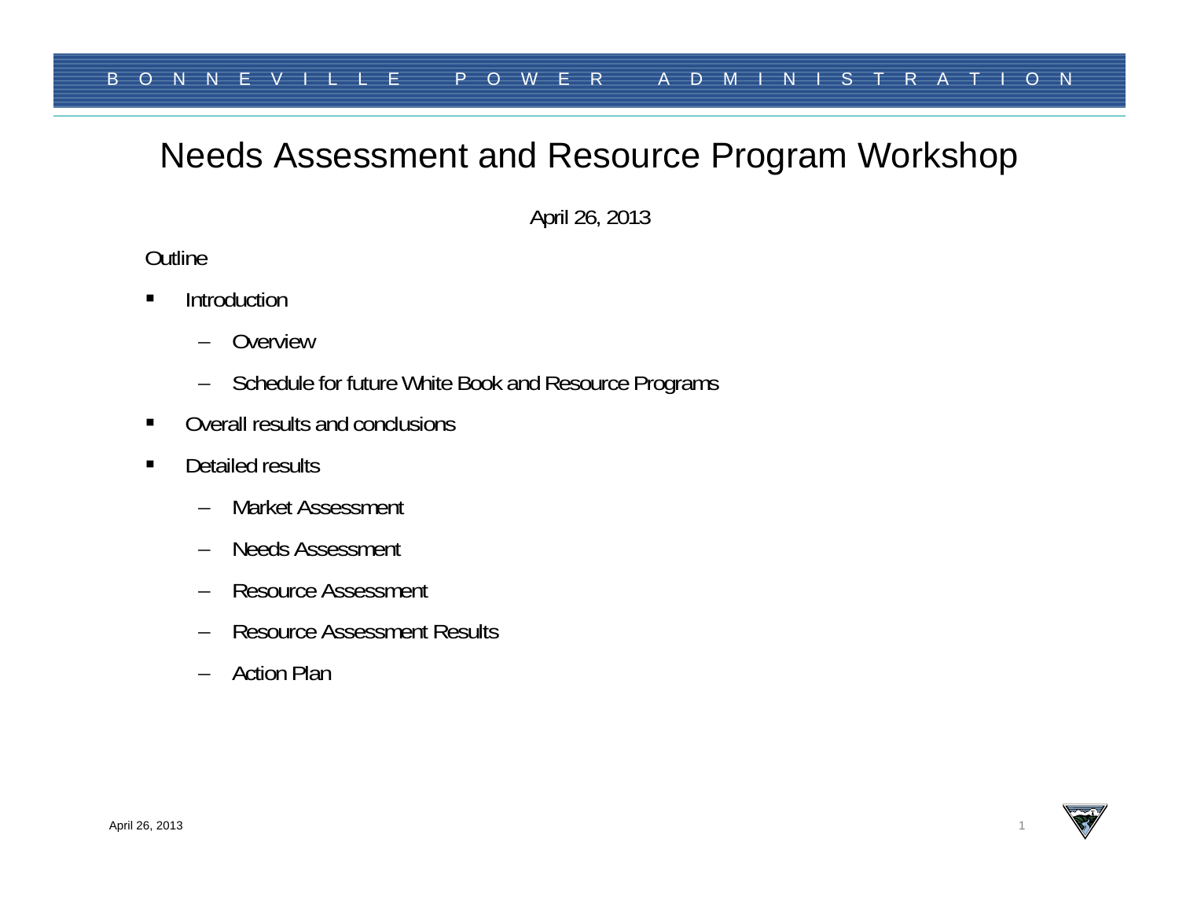# Needs Assessment and Resource Program Workshop

April 26, 2013

Outline

- Introduction
  - Overview
  - Schedule for future White Book and Resource Programs
- Overall results and conclusions
- Detailed results
  - Market Assessment
  - Needs Assessment
  - Resource Assessment
  - Resource Assessment Results
  - Action Plan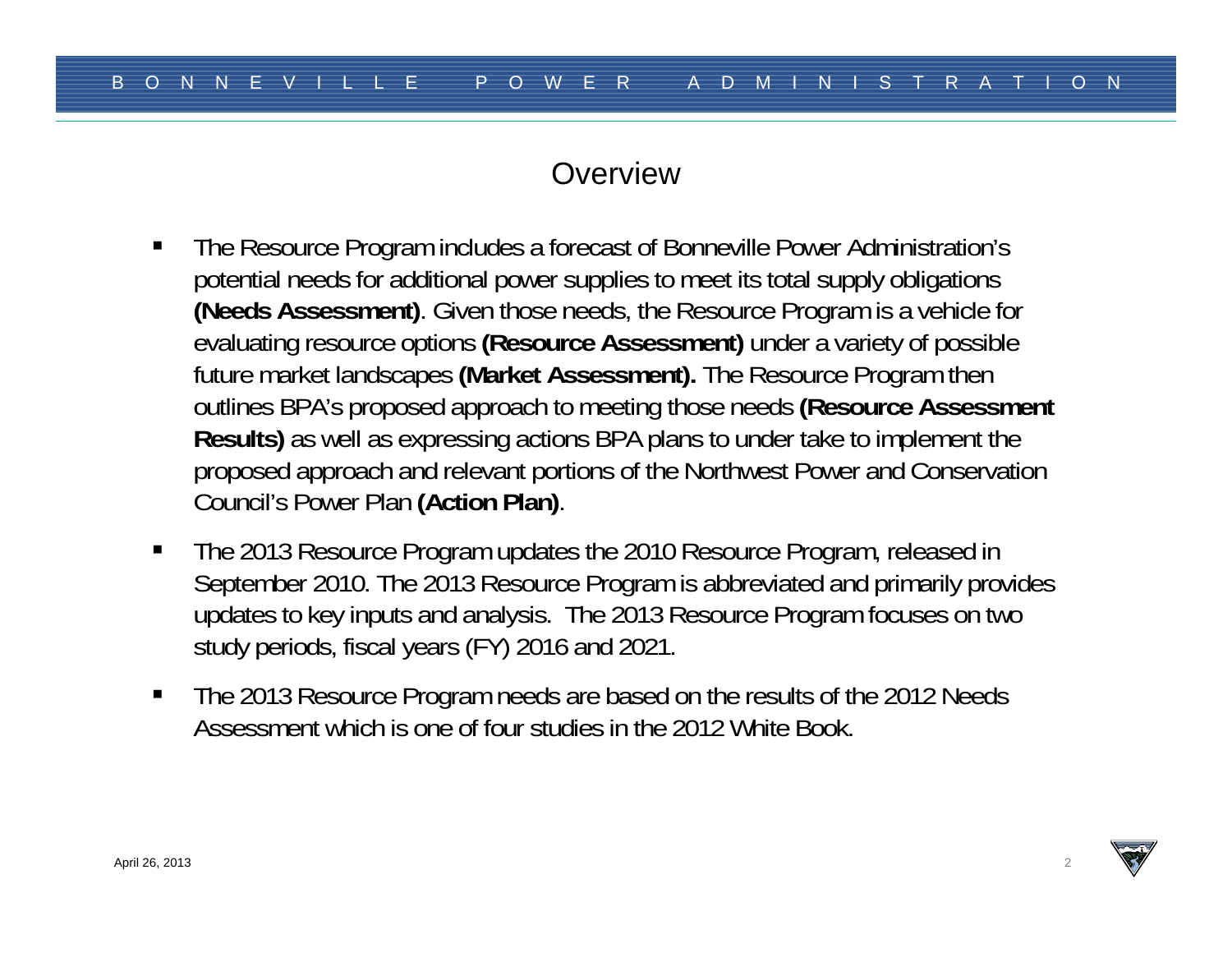# Overview

- The Resource Program includes a forecast of Bonneville Power Administration's potential needs for additional power supplies to meet its total supply obligations **(Needs Assessment)**. Given those needs, the Resource Program is a vehicle for evaluating resource options **(Resource Assessment)** under a variety of possible future market landscapes **(Market Assessment).** The Resource Program then outlines BPA's proposed approach to meeting those needs **(Resource Assessment Results)** as well as expressing actions BPA plans to under take to implement the proposed approach and relevant portions of the Northwest Power and Conservation Council's Power Plan **(Action Plan)**.
- The 2013 Resource Program updates the 2010 Resource Program, released in September 2010. The 2013 Resource Program is abbreviated and primarily provides updates to key inputs and analysis. The 2013 Resource Program focuses on two study periods, fiscal years (FY) 2016 and 2021.
- The 2013 Resource Program needs are based on the results of the 2012 Needs Assessment which is one of four studies in the 2012 White Book.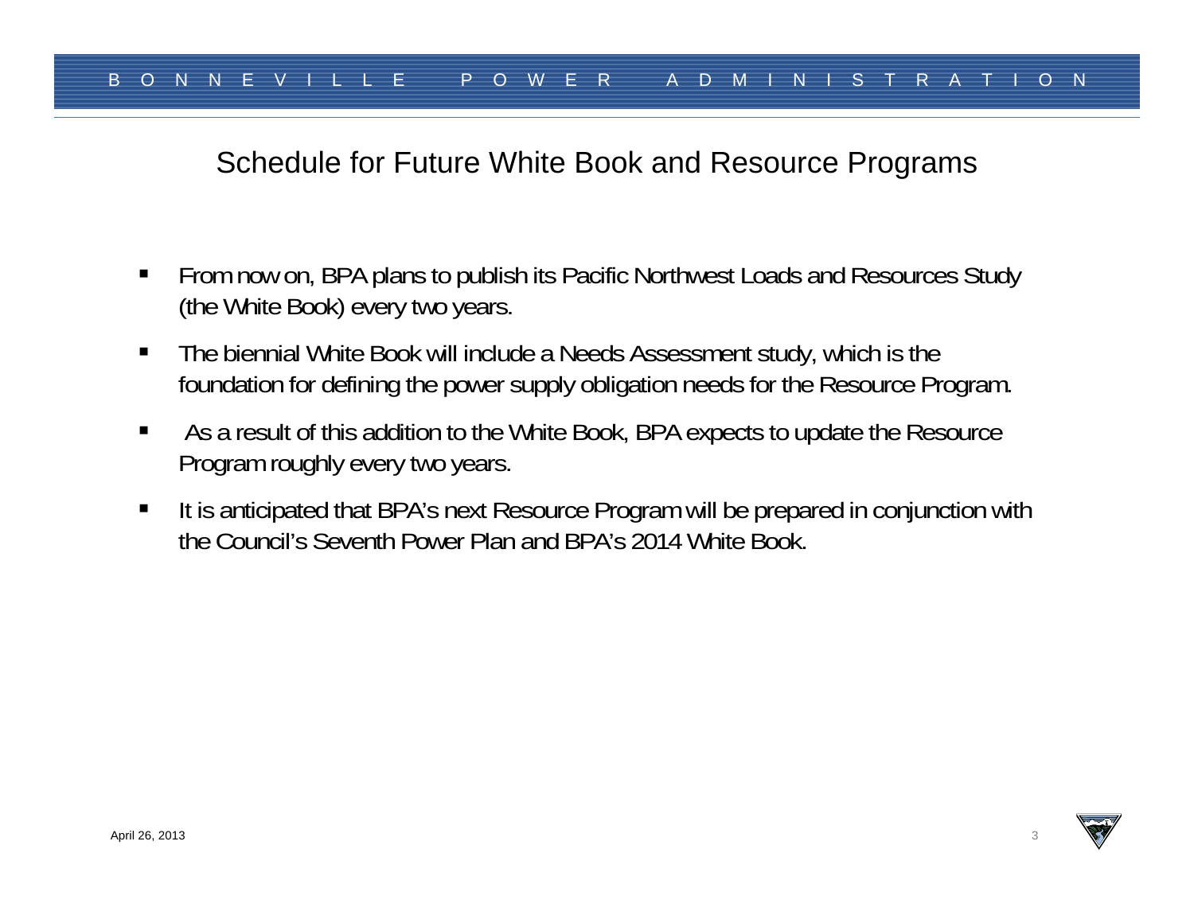# Schedule for Future White Book and Resource Programs

- From now on, BPA plans to publish its Pacific Northwest Loads and Resources Study (the White Book) every two years.
- The biennial White Book will include a Needs Assessment study, which is the foundation for defining the power supply obligation needs for the Resource Program.
- As a result of this addition to the White Book, BPA expects to update the Resource Program roughly every two years.
- It is anticipated that BPA's next Resource Program will be prepared in conjunction with the Council's Seventh Power Plan and BPA's 2014 White Book.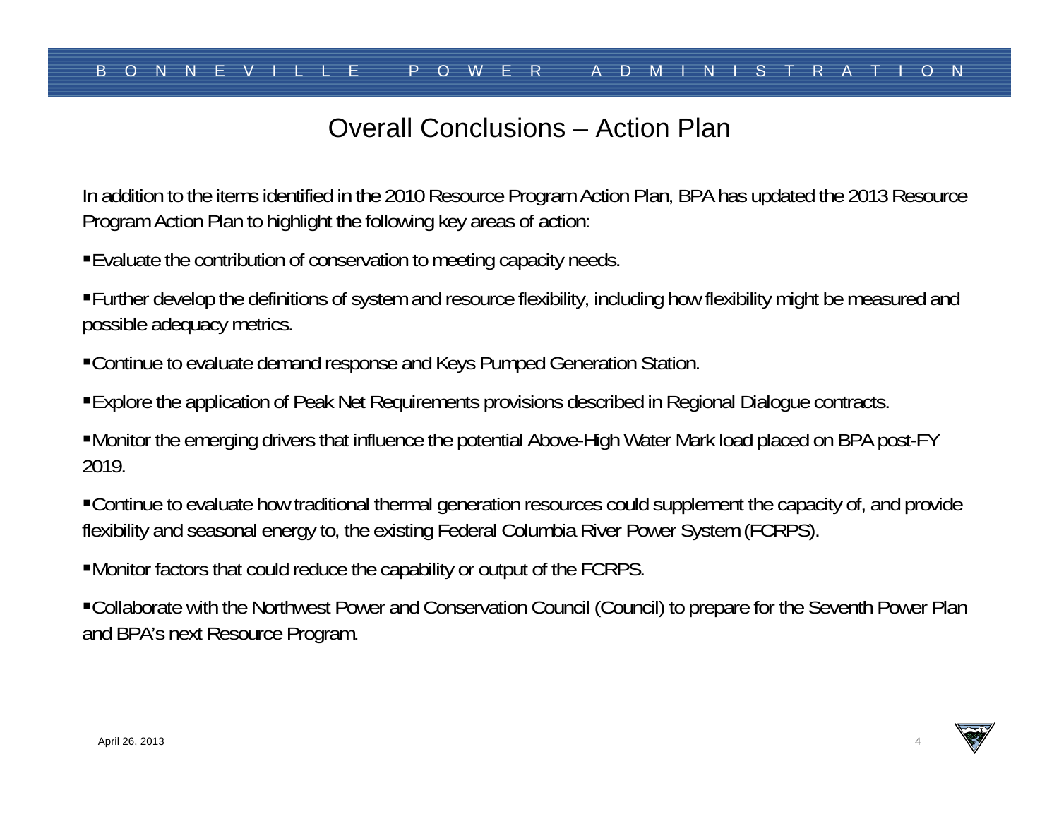# Overall Conclusions – Action Plan

In addition to the items identified in the 2010 Resource Program Action Plan, BPA has updated the 2013 Resource Program Action Plan to highlight the following key areas of action:

- Evaluate the contribution of conservation to meeting capacity needs.
- Further develop the definitions of system and resource flexibility, including how flexibility might be measured and possible adequacy metrics.
- Continue to evaluate demand response and Keys Pumped Generation Station.
- Explore the application of Peak Net Requirements provisions described in Regional Dialogue contracts.
- Monitor the emerging drivers that influence the potential Above-High Water Mark load placed on BPA post-FY 2019.
- Continue to evaluate how traditional thermal generation resources could supplement the capacity of, and provide flexibility and seasonal energy to, the existing Federal Columbia River Power System (FCRPS).
- Monitor factors that could reduce the capability or output of the FCRPS.
- Collaborate with the Northwest Power and Conservation Council (Council) to prepare for the Seventh Power Plan and BPA's next Resource Program.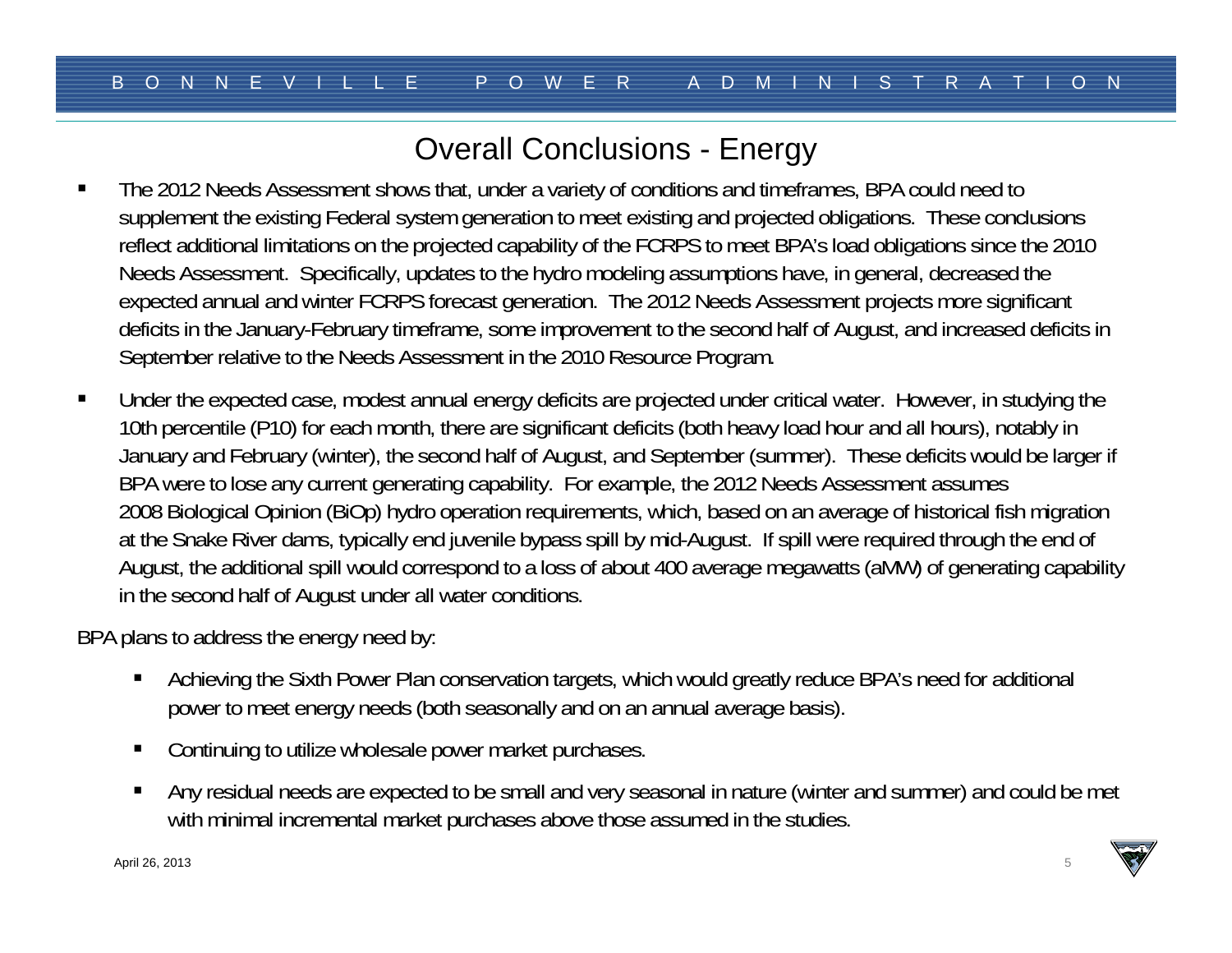# Overall Conclusions - Energy

- The 2012 Needs Assessment shows that, under a variety of conditions and timeframes, BPA could need to supplement the existing Federal system generation to meet existing and projected obligations. These conclusions reflect additional limitations on the projected capability of the FCRPS to meet BPA's load obligations since the 2010 Needs Assessment. Specifically, updates to the hydro modeling assumptions have, in general, decreased the expected annual and winter FCRPS forecast generation. The 2012 Needs Assessment projects more significant deficits in the January-February timeframe, some improvement to the second half of August, and increased deficits in September relative to the Needs Assessment in the 2010 Resource Program.
- Under the expected case, modest annual energy deficits are projected under critical water. However, in studying the 10th percentile (P10) for each month, there are significant deficits (both heavy load hour and all hours), notably in January and February (winter), the second half of August, and September (summer). These deficits would be larger if BPA were to lose any current generating capability. For example, the 2012 Needs Assessment assumes 2008 Biological Opinion (BiOp) hydro operation requirements, which, based on an average of historical fish migration at the Snake River dams, typically end juvenile bypass spill by mid-August. If spill were required through the end of August, the additional spill would correspond to a loss of about 400 average megawatts (aMW) of generating capability in the second half of August under all water conditions.

BPA plans to address the energy need by:

- Achieving the Sixth Power Plan conservation targets, which would greatly reduce BPA's need for additional power to meet energy needs (both seasonally and on an annual average basis).
- Continuing to utilize wholesale power market purchases.
- Any residual needs are expected to be small and very seasonal in nature (winter and summer) and could be met with minimal incremental market purchases above those assumed in the studies.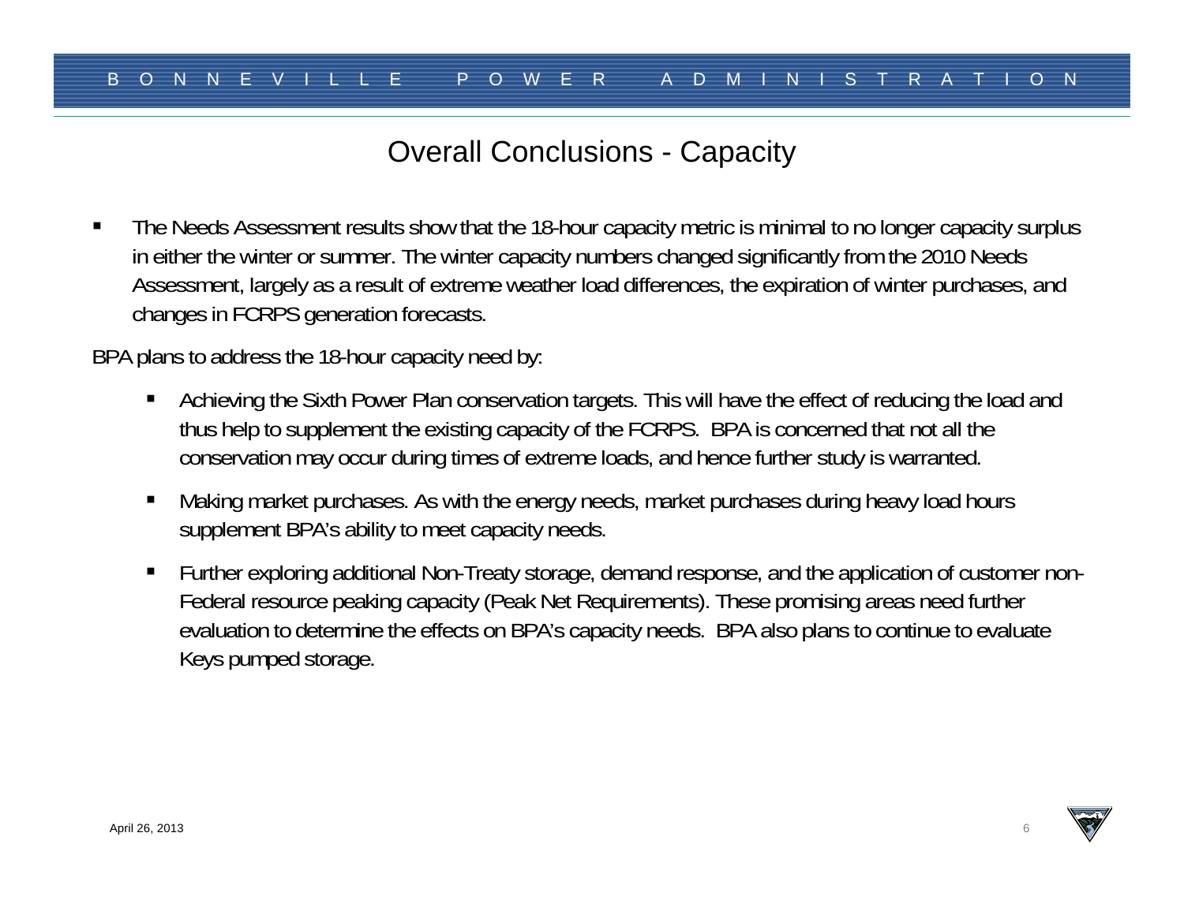# Overall Conclusions - Capacity

- The Needs Assessment results show that the 18-hour capacity metric is minimal to no longer capacity surplus in either the winter or summer. The winter capacity numbers changed significantly from the 2010 Needs Assessment, largely as a result of extreme weather load differences, the expiration of winter purchases, and changes in FCRPS generation forecasts.

BPA plans to address the 18-hour capacity need by:

- Achieving the Sixth Power Plan conservation targets. This will have the effect of reducing the load and thus help to supplement the existing capacity of the FCRPS. BPA is concerned that not all the conservation may occur during times of extreme loads, and hence further study is warranted.
- Making market purchases. As with the energy needs, market purchases during heavy load hours supplement BPA's ability to meet capacity needs.
- Further exploring additional Non-Treaty storage, demand response, and the application of customer non-Federal resource peaking capacity (Peak Net Requirements). These promising areas need further evaluation to determine the effects on BPA's capacity needs. BPA also plans to continue to evaluate Keys pumped storage.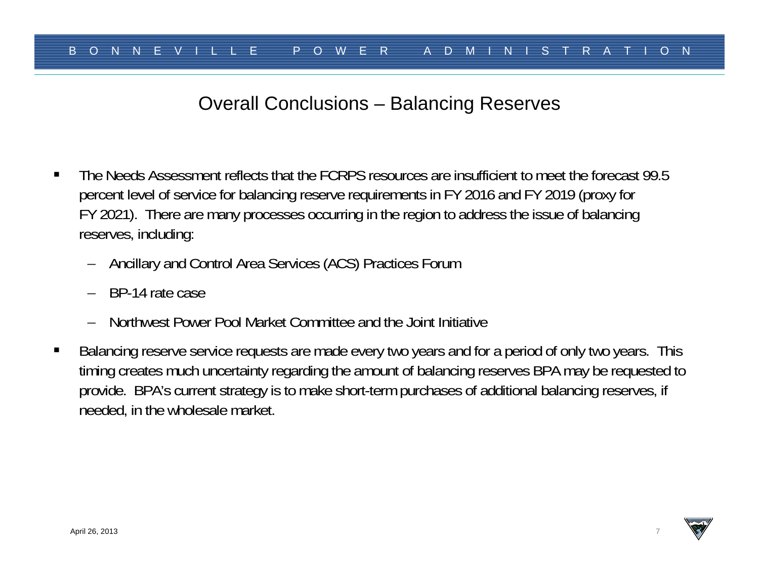# Overall Conclusions – Balancing Reserves

- The Needs Assessment reflects that the FCRPS resources are insufficient to meet the forecast 99.5 percent level of service for balancing reserve requirements in FY 2016 and FY 2019 (proxy for FY 2021). There are many processes occurring in the region to address the issue of balancing reserves, including:
  - Ancillary and Control Area Services (ACS) Practices Forum
  - BP-14 rate case
  - Northwest Power Pool Market Committee and the Joint Initiative
- Balancing reserve service requests are made every two years and for a period of only two years. This timing creates much uncertainty regarding the amount of balancing reserves BPA may be requested to provide. BPA's current strategy is to make short-term purchases of additional balancing reserves, if needed, in the wholesale market.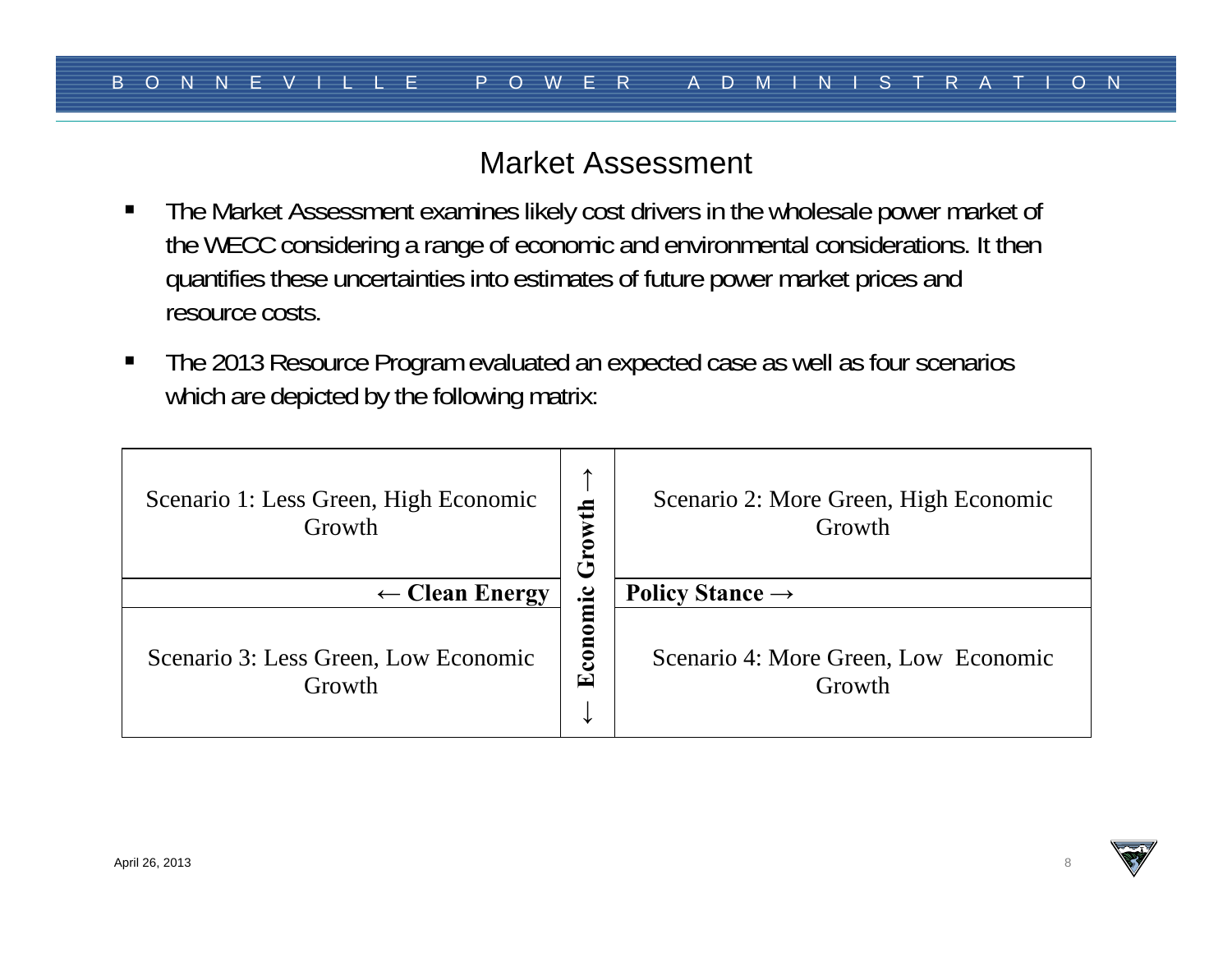# Market Assessment

- The Market Assessment examines likely cost drivers in the wholesale power market of the WECC considering a range of economic and environmental considerations. It then quantifies these uncertainties into estimates of future power market prices and resource costs.

- The 2013 Resource Program evaluated an expected case as well as four scenarios which are depicted by the following matrix:

| Scenario 1: Less Green, High Economic Growth | ↓ Economic Growth ↑ | Scenario 2: More Green, High Economic Growth |
|---|---|---|
| **← Clean Energy** | | **Policy Stance →** |
| Scenario 3: Less Green, Low Economic Growth | | Scenario 4: More Green, Low Economic Growth |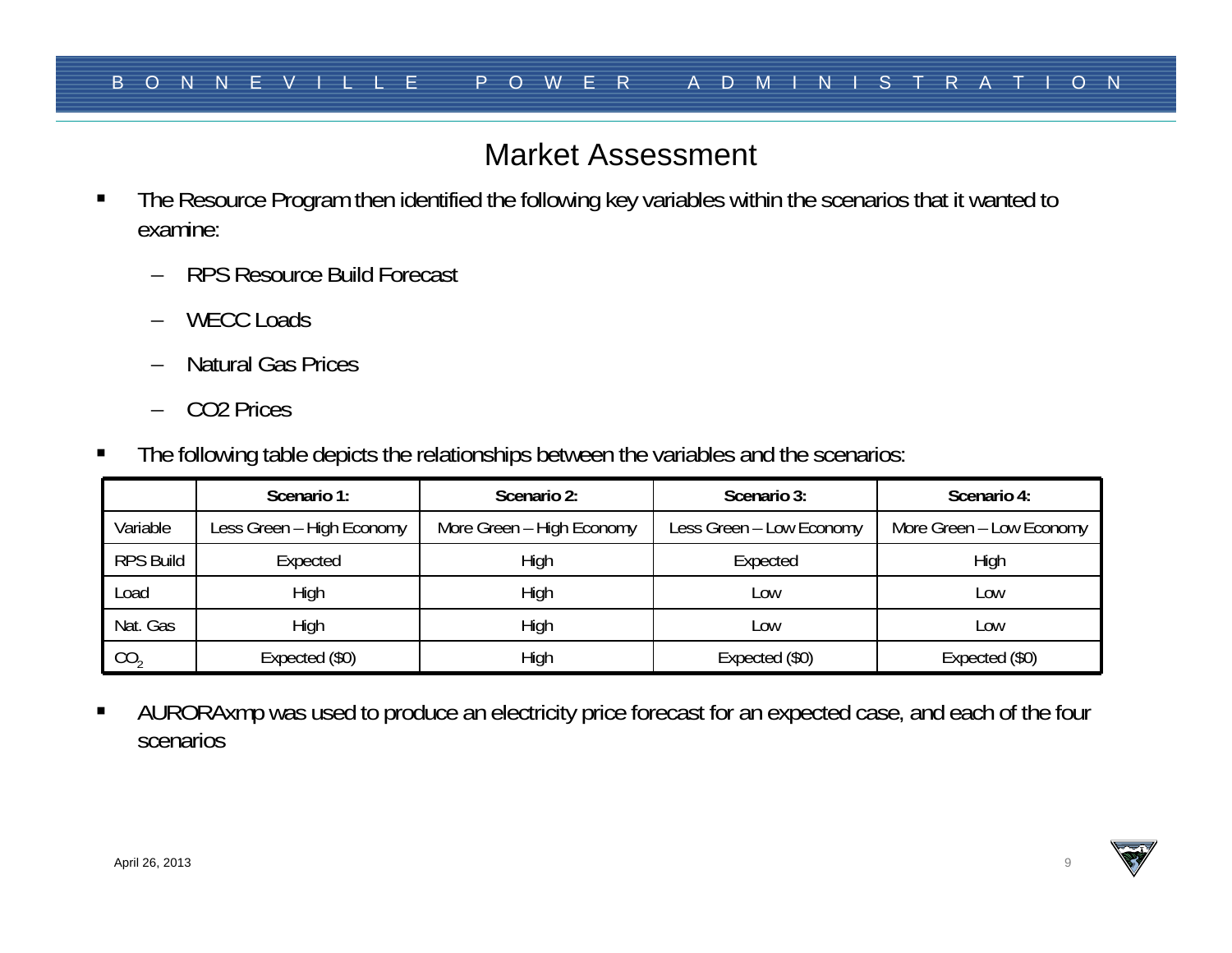# Market Assessment

- The Resource Program then identified the following key variables within the scenarios that it wanted to examine:
  - RPS Resource Build Forecast
  - WECC Loads
  - Natural Gas Prices
  - CO2 Prices
- The following table depicts the relationships between the variables and the scenarios:

| | Scenario 1: | Scenario 2: | Scenario 3: | Scenario 4: |
|---|---|---|---|---|
| Variable | Less Green – High Economy | More Green – High Economy | Less Green – Low Economy | More Green – Low Economy |
| RPS Build | Expected | High | Expected | High |
| Load | High | High | Low | Low |
| Nat. Gas | High | High | Low | Low |
| $CO_2$ | Expected ($0) | High | Expected ($0) | Expected ($0) |

- AURORAxmp was used to produce an electricity price forecast for an expected case, and each of the four scenarios

April 26, 2013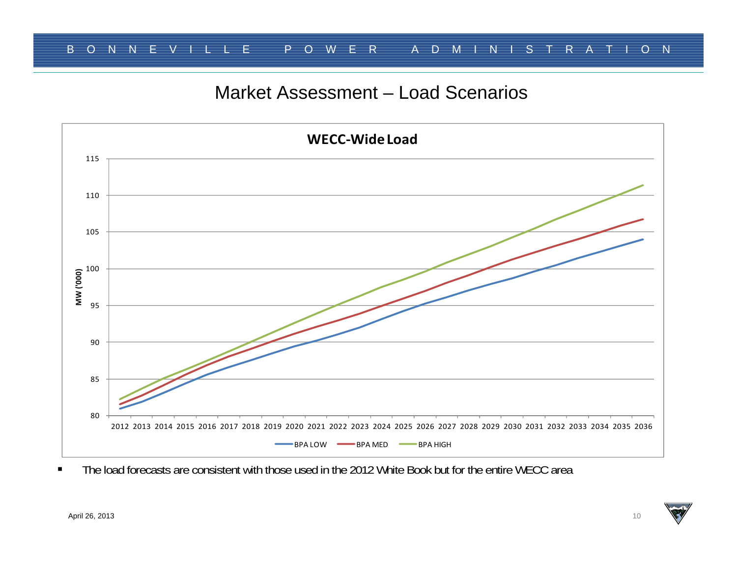# Market Assessment – Load Scenarios

**WECC-Wide Load**

MW ('000)

Legend: BPA LOW, BPA MED, BPA HIGH

- The load forecasts are consistent with those used in the 2012 White Book but for the entire WECC area

April 26, 2013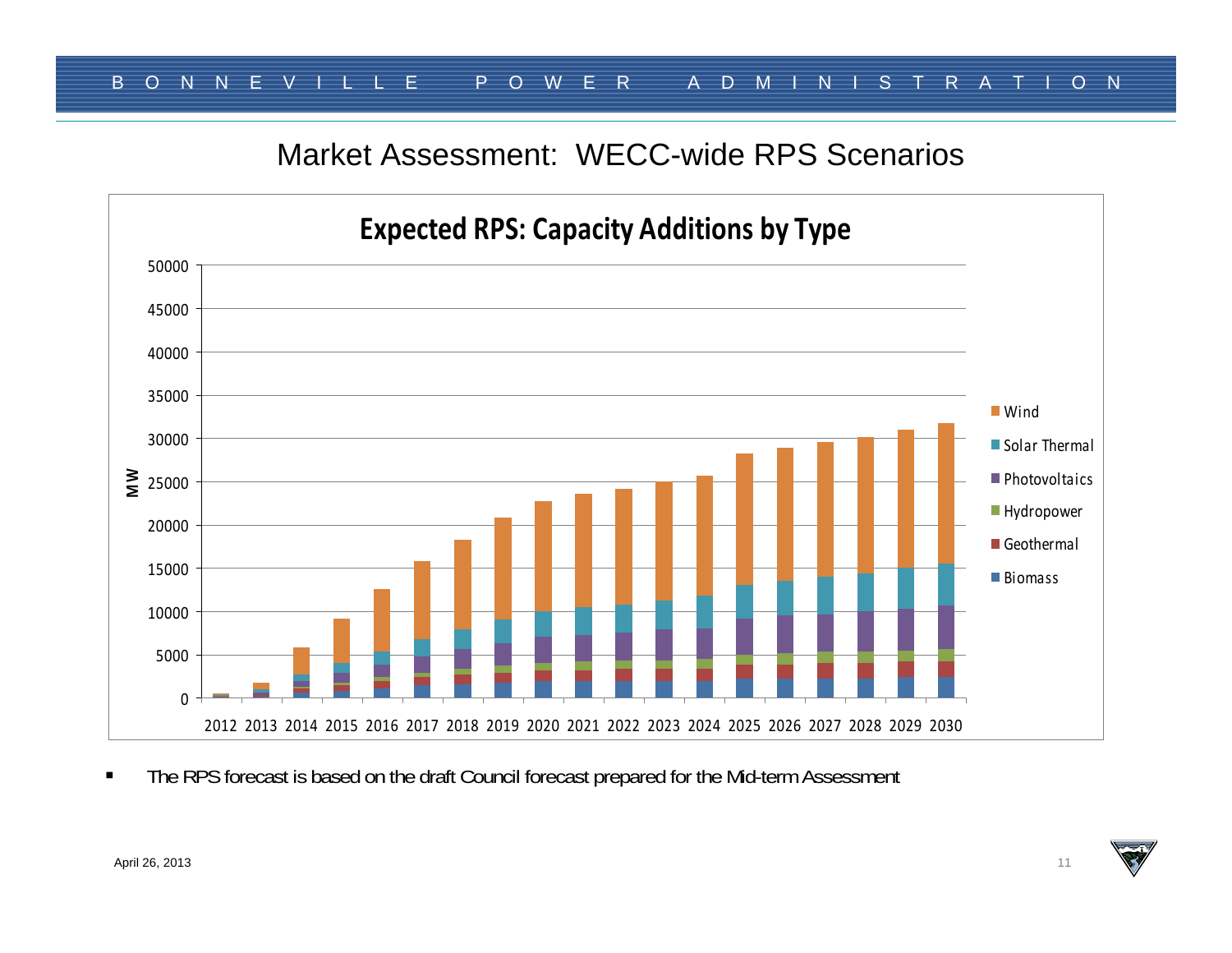# Market Assessment: WECC-wide RPS Scenarios

**Expected RPS: Capacity Additions by Type**

- The RPS forecast is based on the draft Council forecast prepared for the Mid-term Assessment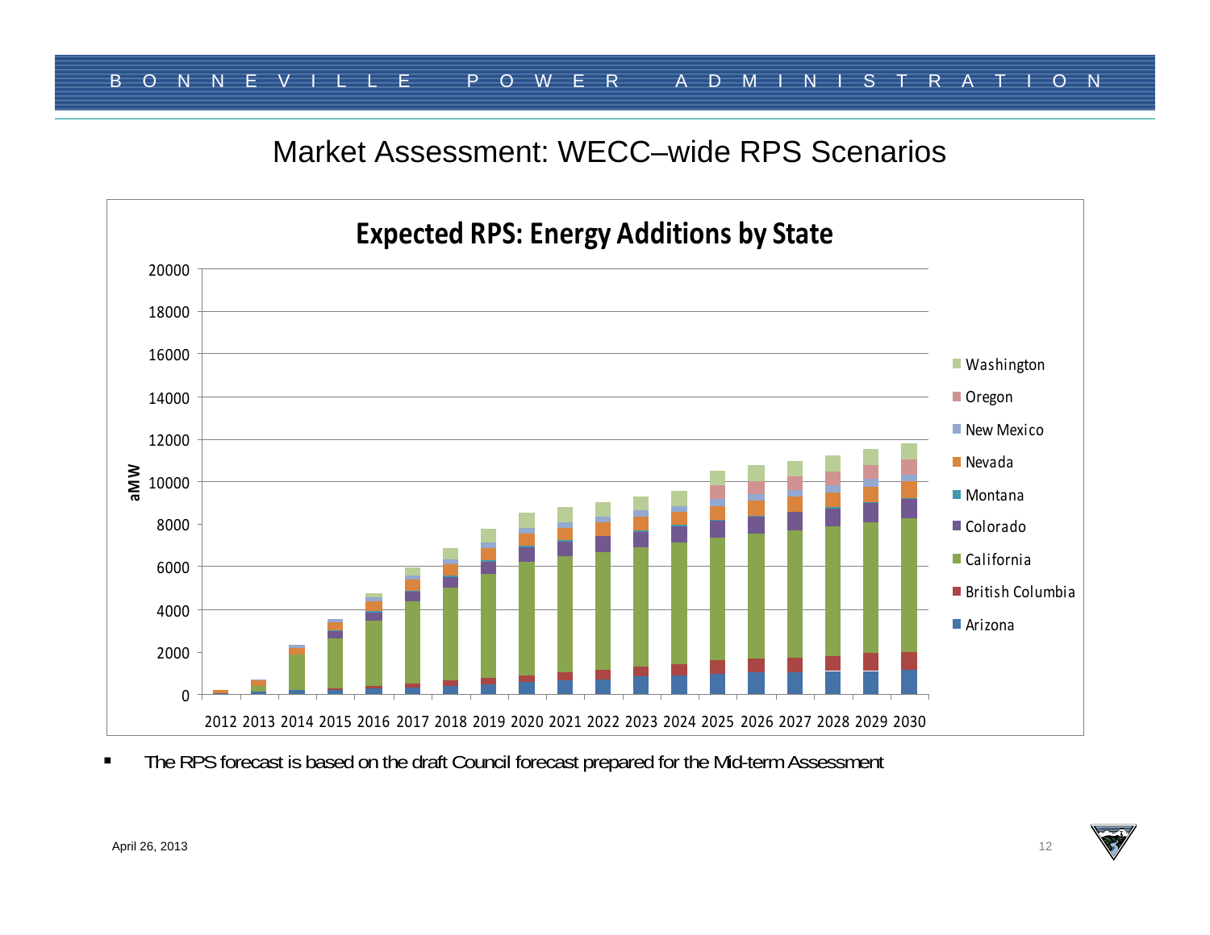# Market Assessment: WECC–wide RPS Scenarios

**Expected RPS: Energy Additions by State**

- The RPS forecast is based on the draft Council forecast prepared for the Mid-term Assessment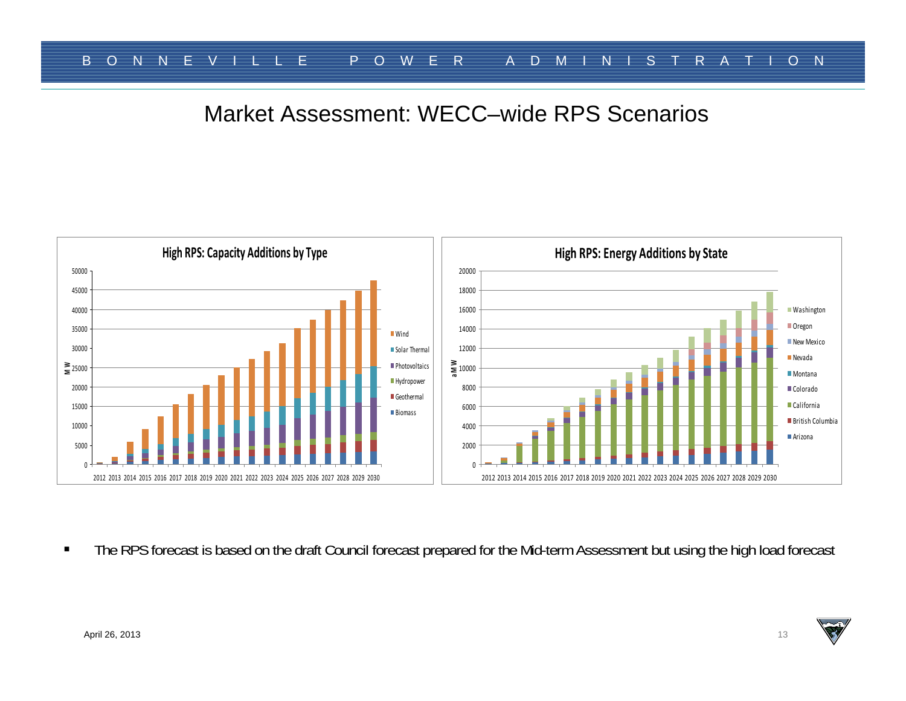# Market Assessment: WECC–wide RPS Scenarios

**High RPS: Capacity Additions by Type**

**High RPS: Energy Additions by State**

- The RPS forecast is based on the draft Council forecast prepared for the Mid-term Assessment but using the high load forecast

April 26, 2013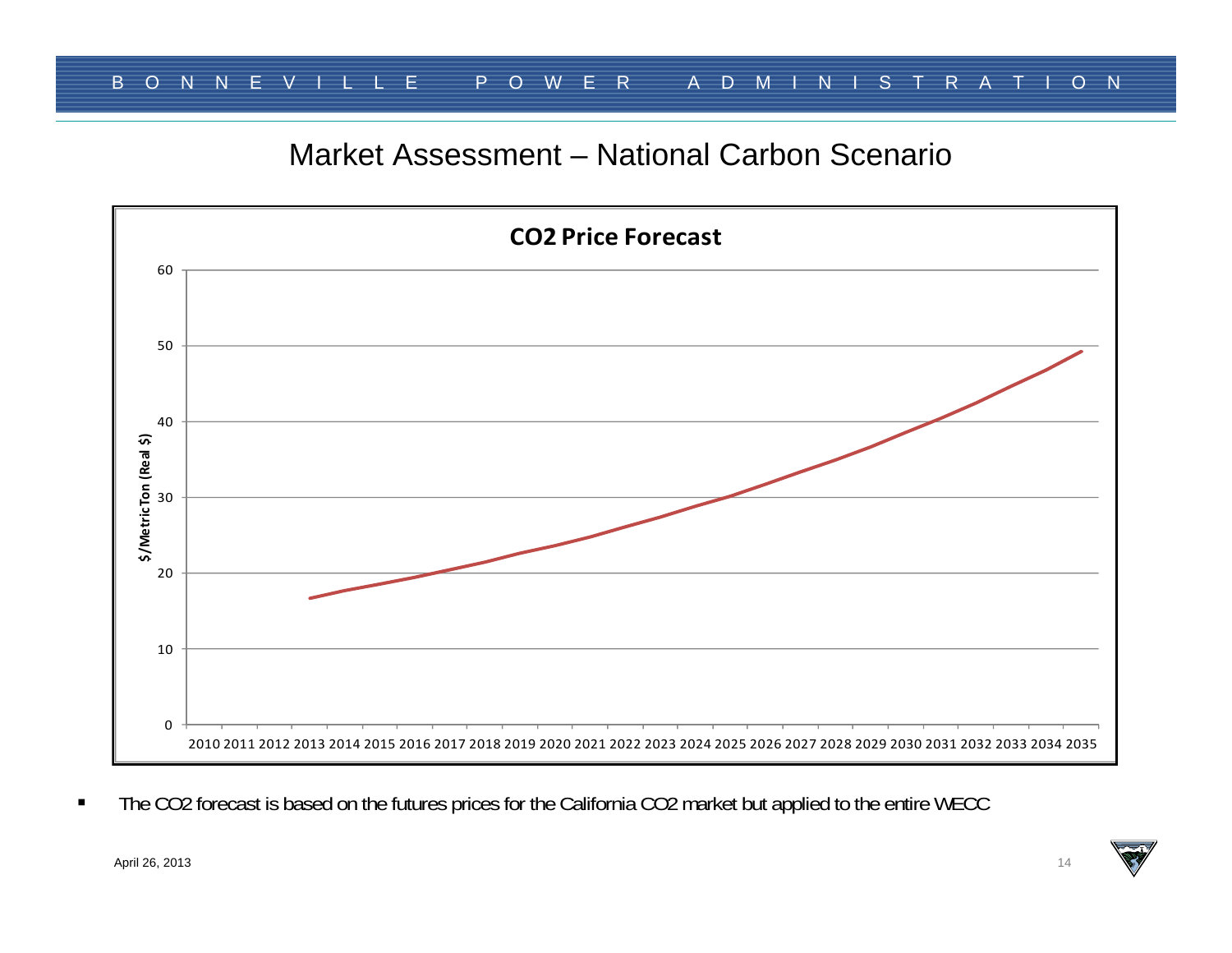# Market Assessment – National Carbon Scenario

**CO2 Price Forecast**

$/MetricTon (Real $)

2010 2011 2012 2013 2014 2015 2016 2017 2018 2019 2020 2021 2022 2023 2024 2025 2026 2027 2028 2029 2030 2031 2032 2033 2034 2035

- The $CO_2$ forecast is based on the futures prices for the California $CO_2$ market but applied to the entire WECC

April 26, 2013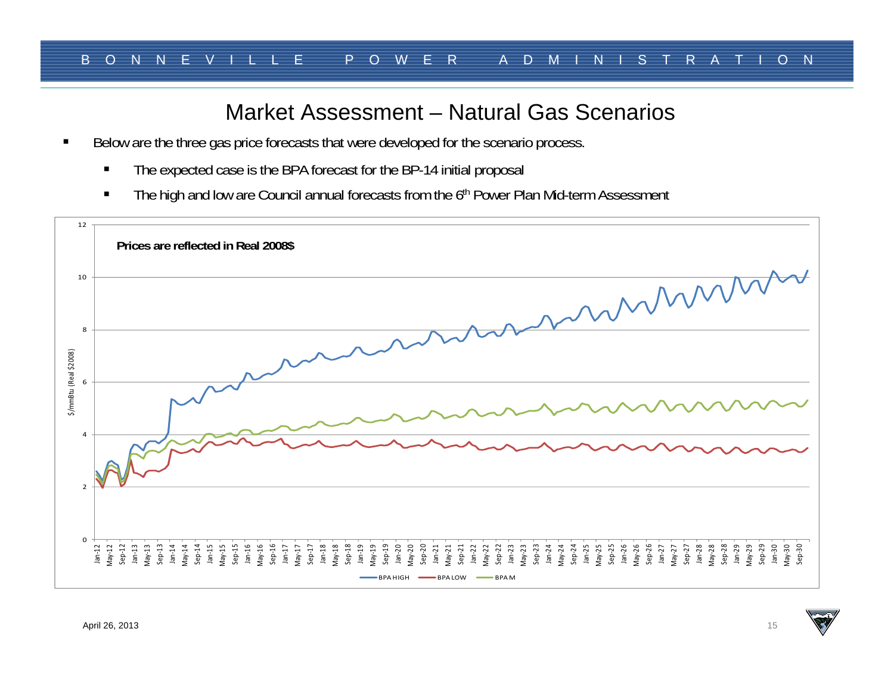# Market Assessment – Natural Gas Scenarios

- Below are the three gas price forecasts that were developed for the scenario process.
  - The expected case is the BPA forecast for the BP-14 initial proposal
  - The high and low are Council annual forecasts from the 6th Power Plan Mid-term Assessment

Prices are reflected in Real 2008$

$/mmBtu (Real $2008)

BPA HIGH — BPA LOW — BPA M

April 26, 2013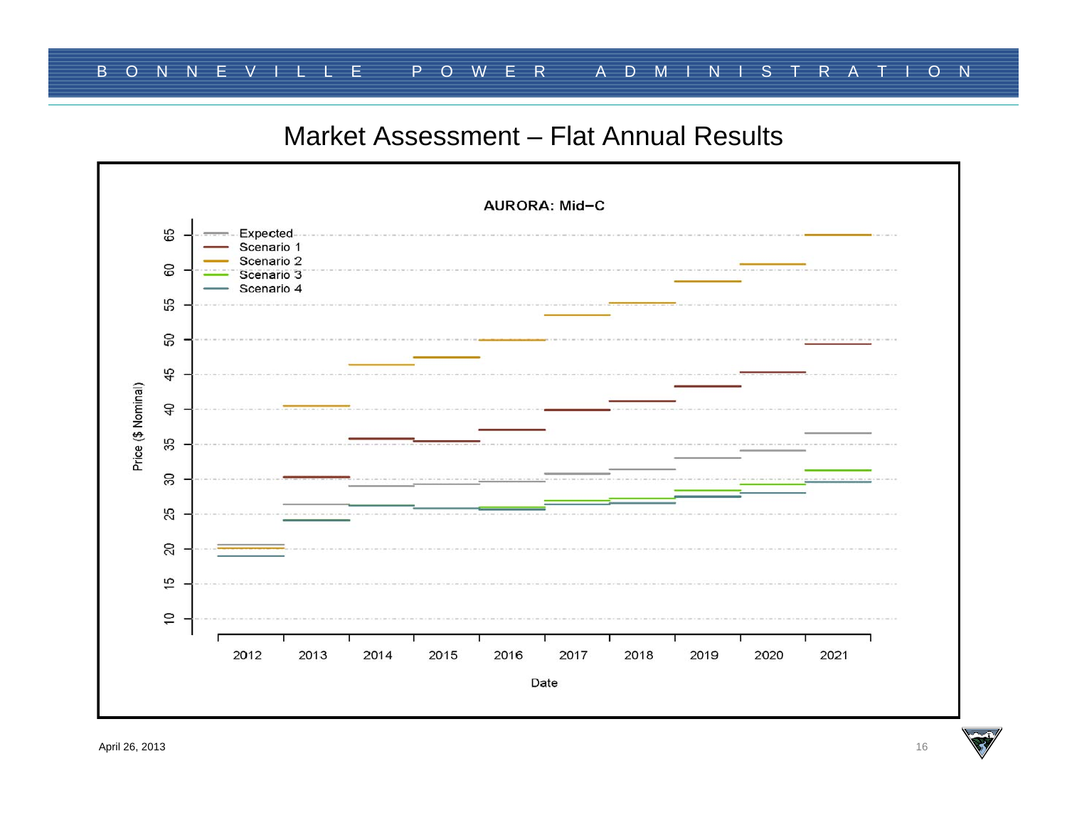# Market Assessment – Flat Annual Results

AURORA: Mid–C

Price ($ Nominal)

Expected
Scenario 1
Scenario 2
Scenario 3
Scenario 4

65, 60, 55, 50, 45, 40, 35, 30, 25, 20, 15, 10

2012 2013 2014 2015 2016 2017 2018 2019 2020 2021

Date

April 26, 2013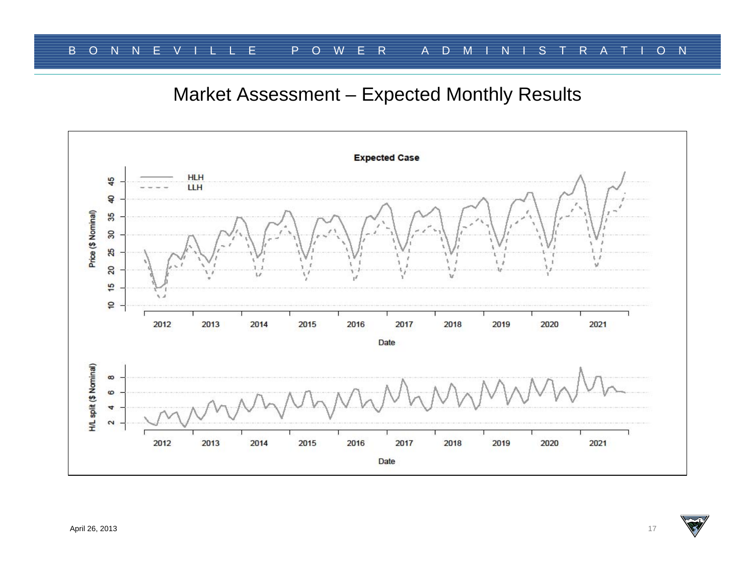# Market Assessment – Expected Monthly Results

**Expected Case**

- HLH
- LLH

Price ($ Nominal)

H/L split ($ Nominal)

Date

April 26, 2013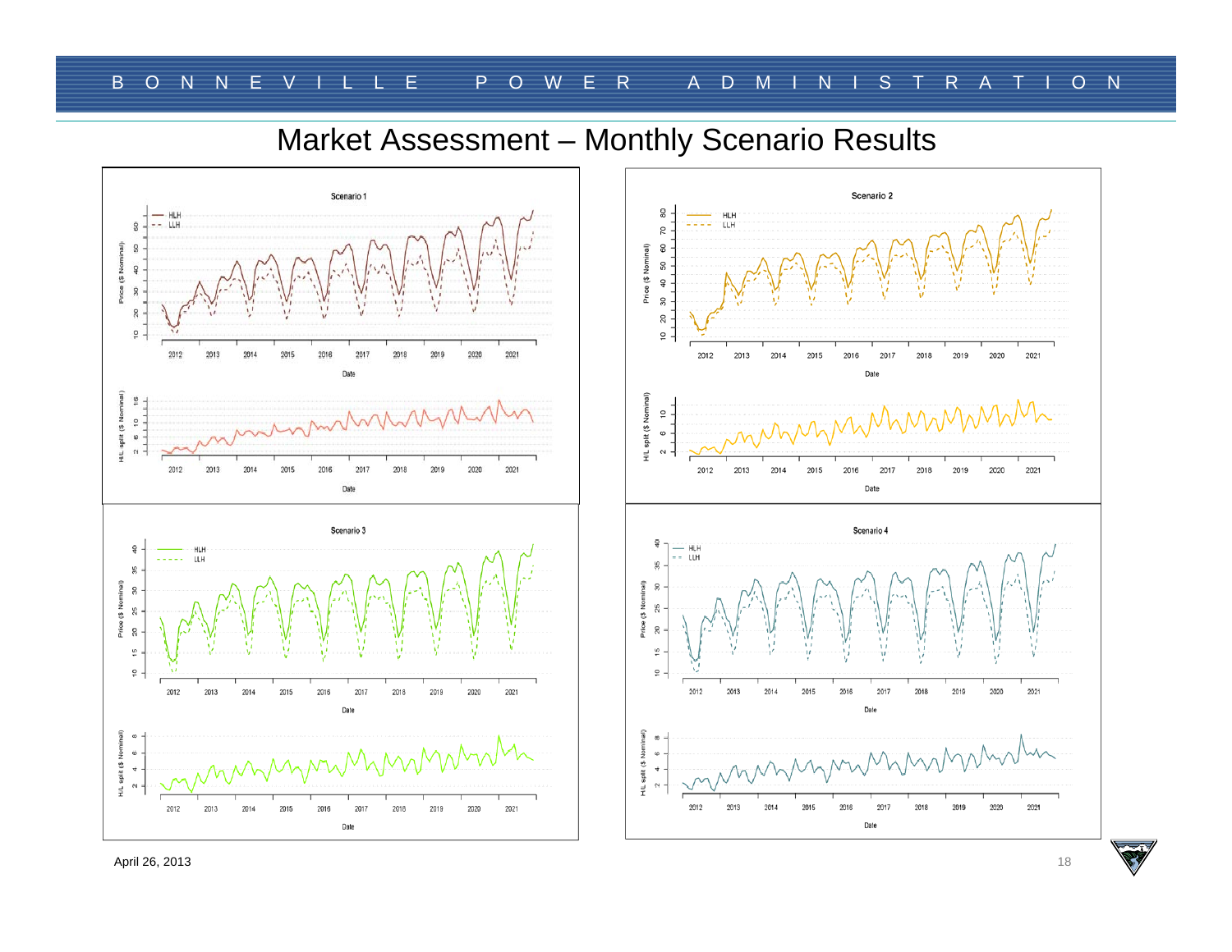# Market Assessment – Monthly Scenario Results

Scenario 1

Scenario 2

Scenario 3

Scenario 4

April 26, 2013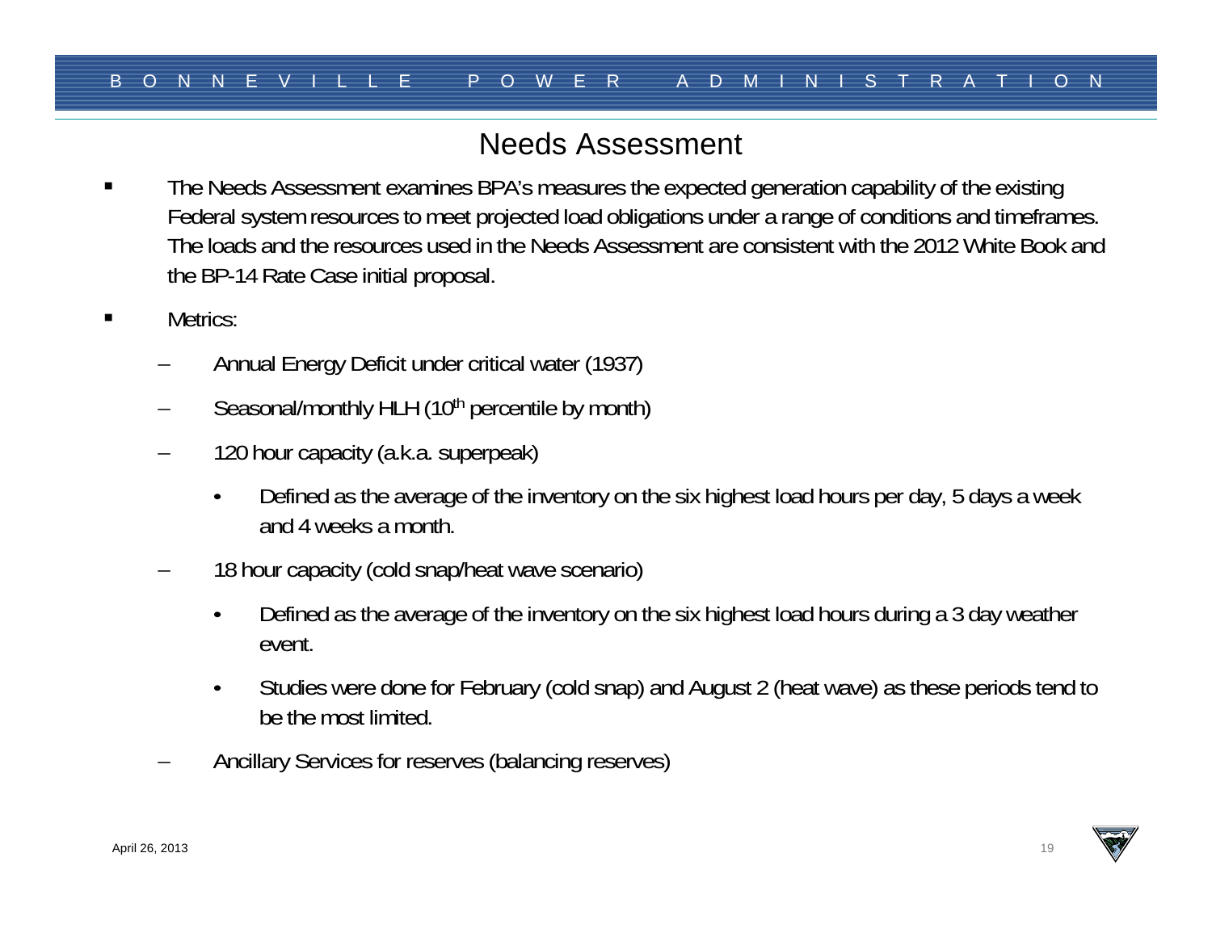# Needs Assessment

- The Needs Assessment examines BPA's measures the expected generation capability of the existing Federal system resources to meet projected load obligations under a range of conditions and timeframes. The loads and the resources used in the Needs Assessment are consistent with the 2012 White Book and the BP-14 Rate Case initial proposal.
- Metrics:
  - Annual Energy Deficit under critical water (1937)
  - Seasonal/monthly HLH (10$^{th}$ percentile by month)
  - 120 hour capacity (a.k.a. superpeak)
    - Defined as the average of the inventory on the six highest load hours per day, 5 days a week and 4 weeks a month.
  - 18 hour capacity (cold snap/heat wave scenario)
    - Defined as the average of the inventory on the six highest load hours during a 3 day weather event.
    - Studies were done for February (cold snap) and August 2 (heat wave) as these periods tend to be the most limited.
  - Ancillary Services for reserves (balancing reserves)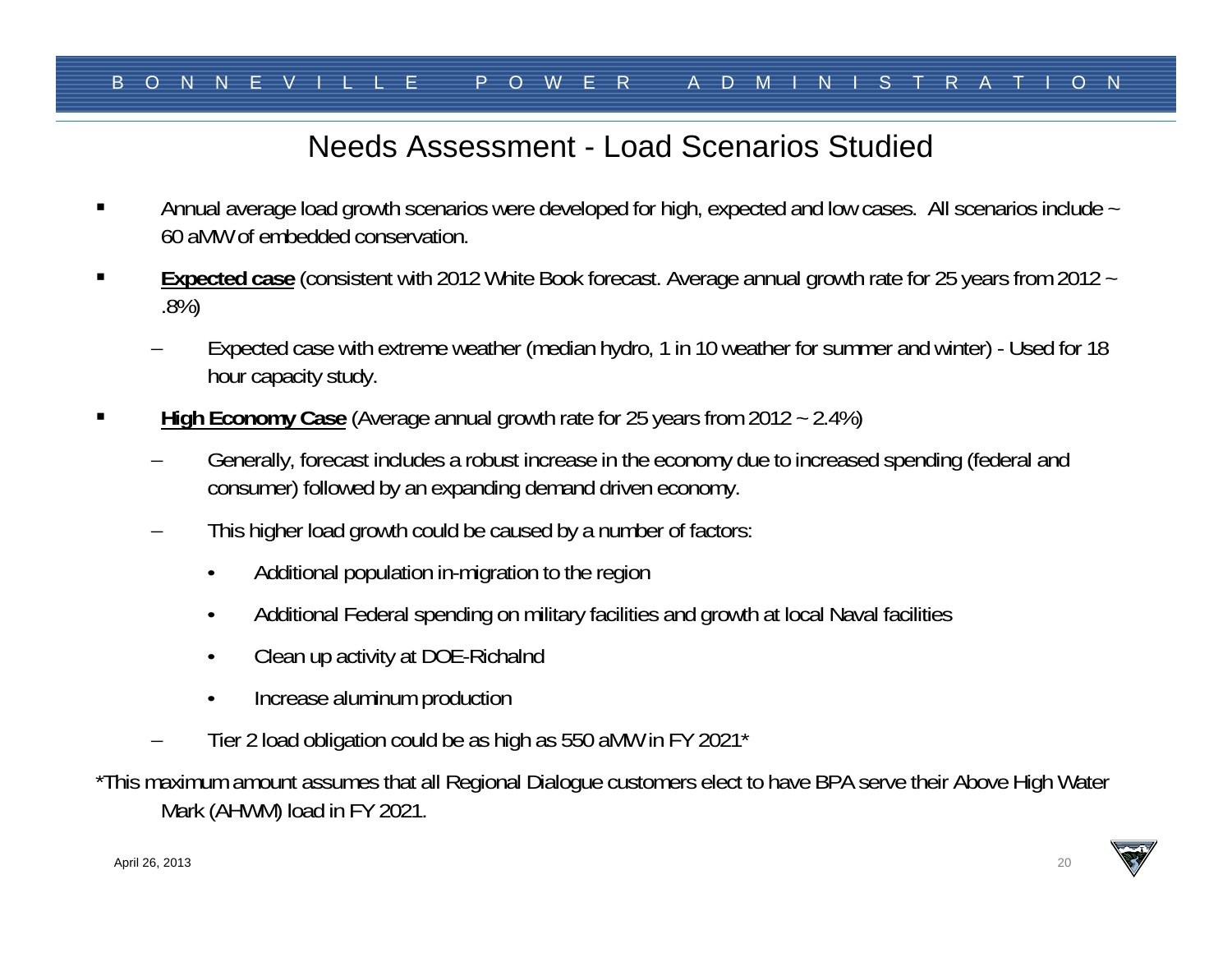# Needs Assessment - Load Scenarios Studied

- Annual average load growth scenarios were developed for high, expected and low cases. All scenarios include ~ 60 aMW of embedded conservation.
- **Expected case** (consistent with 2012 White Book forecast. Average annual growth rate for 25 years from 2012 ~ .8%)
  - Expected case with extreme weather (median hydro, 1 in 10 weather for summer and winter) - Used for 18 hour capacity study.
- **High Economy Case** (Average annual growth rate for 25 years from 2012 ~ 2.4%)
  - Generally, forecast includes a robust increase in the economy due to increased spending (federal and consumer) followed by an expanding demand driven economy.
  - This higher load growth could be caused by a number of factors:
    - Additional population in-migration to the region
    - Additional Federal spending on military facilities and growth at local Naval facilities
    - Clean up activity at DOE-Richalnd
    - Increase aluminum production
  - Tier 2 load obligation could be as high as 550 aMW in FY 2021*

*This maximum amount assumes that all Regional Dialogue customers elect to have BPA serve their Above High Water Mark (AHWM) load in FY 2021.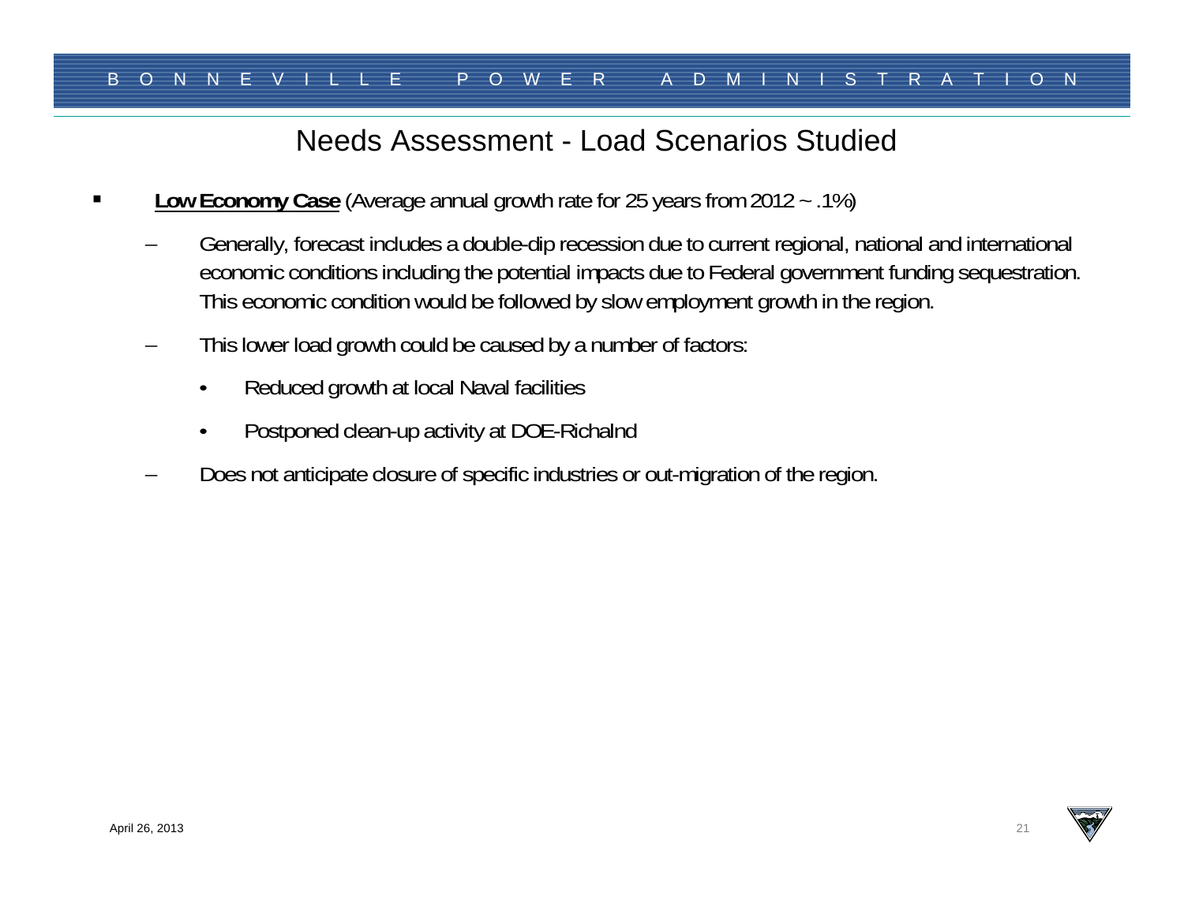# Needs Assessment - Load Scenarios Studied

- **Low Economy Case** (Average annual growth rate for 25 years from 2012 ~ .1%)
  - Generally, forecast includes a double-dip recession due to current regional, national and international economic conditions including the potential impacts due to Federal government funding sequestration. This economic condition would be followed by slow employment growth in the region.
  - This lower load growth could be caused by a number of factors:
    - Reduced growth at local Naval facilities
    - Postponed clean-up activity at DOE-Richalnd
  - Does not anticipate closure of specific industries or out-migration of the region.

April 26, 2013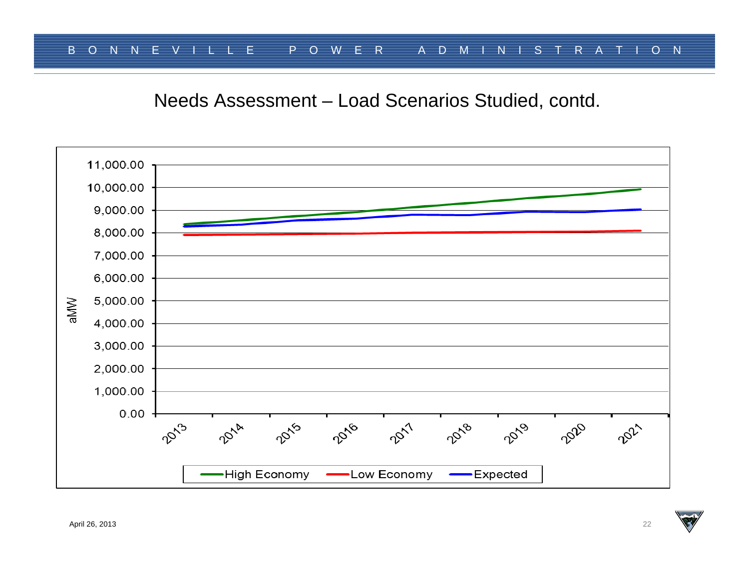# Needs Assessment – Load Scenarios Studied, contd.

aMW

11,000.00
10,000.00
9,000.00
8,000.00
7,000.00
6,000.00
5,000.00
4,000.00
3,000.00
2,000.00
1,000.00
0.00

2013 2014 2015 2016 2017 2018 2019 2020 2021

High Economy | Low Economy | Expected

April 26, 2013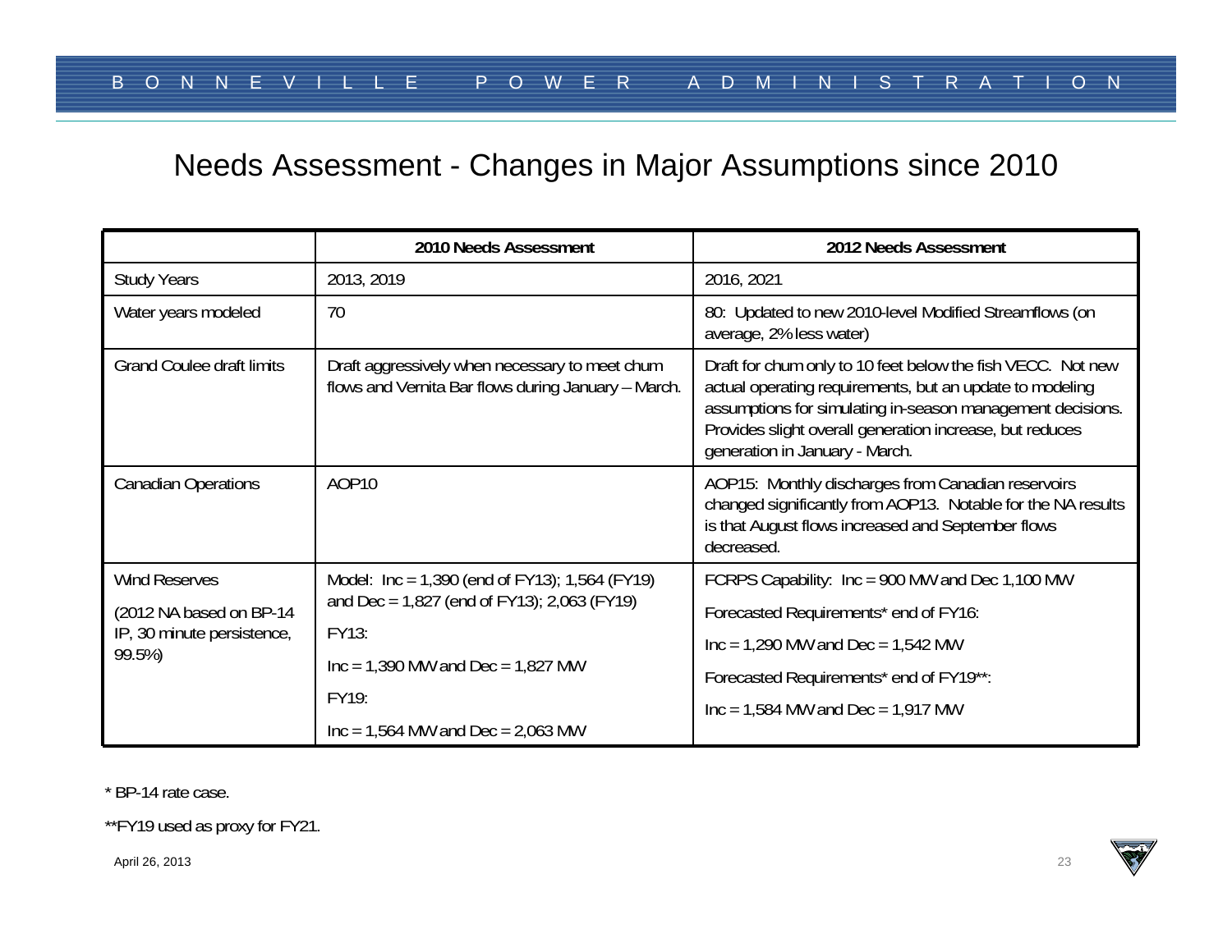# Needs Assessment - Changes in Major Assumptions since 2010

| | 2010 Needs Assessment | 2012 Needs Assessment |
|---|---|---|
| Study Years | 2013, 2019 | 2016, 2021 |
| Water years modeled | 70 | 80: Updated to new 2010-level Modified Streamflows (on average, 2% less water) |
| Grand Coulee draft limits | Draft aggressively when necessary to meet chum flows and Vernita Bar flows during January – March. | Draft for chum only to 10 feet below the fish VECC. Not new actual operating requirements, but an update to modeling assumptions for simulating in-season management decisions. Provides slight overall generation increase, but reduces generation in January - March. |
| Canadian Operations | AOP10 | AOP15: Monthly discharges from Canadian reservoirs changed significantly from AOP13. Notable for the NA results is that August flows increased and September flows decreased. |
| Wind Reserves<br><br>(2012 NA based on BP-14 IP, 30 minute persistence, 99.5%) | Model: Inc = 1,390 (end of FY13); 1,564 (FY19) and Dec = 1,827 (end of FY13); 2,063 (FY19)<br><br>FY13:<br><br>Inc = 1,390 MW and Dec = 1,827 MW<br><br>FY19:<br><br>Inc = 1,564 MW and Dec = 2,063 MW | FCRPS Capability: Inc = 900 MW and Dec 1,100 MW<br><br>Forecasted Requirements* end of FY16:<br><br>Inc = 1,290 MW and Dec = 1,542 MW<br><br>Forecasted Requirements* end of FY19**:<br><br>Inc = 1,584 MW and Dec = 1,917 MW |

* BP-14 rate case.

**FY19 used as proxy for FY21.

April 26, 2013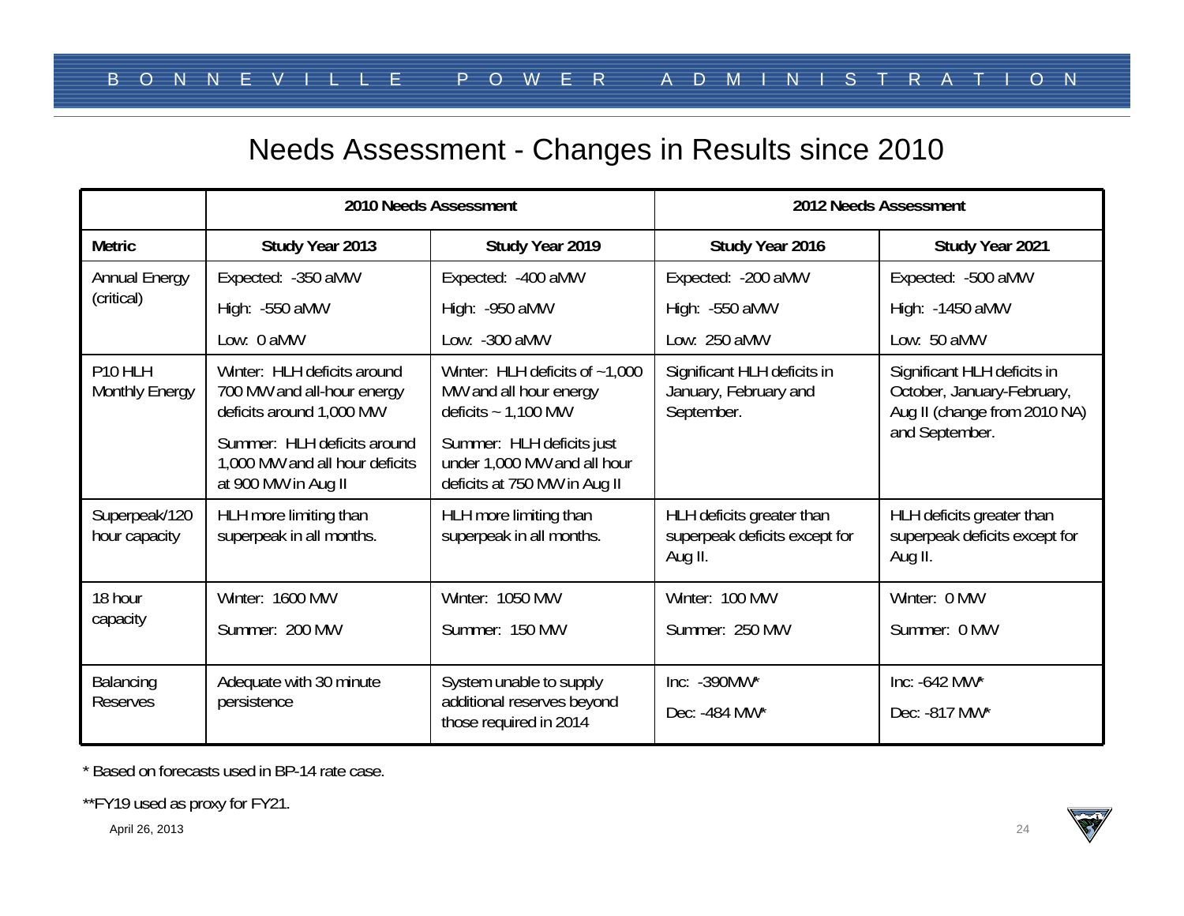# Needs Assessment - Changes in Results since 2010

| | 2010 Needs Assessment | | 2012 Needs Assessment | |
|---|---|---|---|---|
| **Metric** | **Study Year 2013** | **Study Year 2019** | **Study Year 2016** | **Study Year 2021** |
| Annual Energy (critical) | Expected: -350 aMW<br>High: -550 aMW<br>Low: 0 aMW | Expected: -400 aMW<br>High: -950 aMW<br>Low: -300 aMW | Expected: -200 aMW<br>High: -550 aMW<br>Low: 250 aMW | Expected: -500 aMW<br>High: -1450 aMW<br>Low: 50 aMW |
| P10 HLH Monthly Energy | Winter: HLH deficits around 700 MW and all-hour energy deficits around 1,000 MW<br>Summer: HLH deficits around 1,000 MW and all hour deficits at 900 MW in Aug II | Winter: HLH deficits of ~1,000 MW and all hour energy deficits ~ 1,100 MW<br>Summer: HLH deficits just under 1,000 MW and all hour deficits at 750 MW in Aug II | Significant HLH deficits in January, February and September. | Significant HLH deficits in October, January-February, Aug II (change from 2010 NA) and September. |
| Superpeak/120 hour capacity | HLH more limiting than superpeak in all months. | HLH more limiting than superpeak in all months. | HLH deficits greater than superpeak deficits except for Aug II. | HLH deficits greater than superpeak deficits except for Aug II. |
| 18 hour capacity | Winter: 1600 MW<br>Summer: 200 MW | Winter: 1050 MW<br>Summer: 150 MW | Winter: 100 MW<br>Summer: 250 MW | Winter: 0 MW<br>Summer: 0 MW |
| Balancing Reserves | Adequate with 30 minute persistence | System unable to supply additional reserves beyond those required in 2014 | Inc: -390MW*<br>Dec: -484 MW* | Inc: -642 MW*<br>Dec: -817 MW* |

\* Based on forecasts used in BP-14 rate case.

**FY19 used as proxy for FY21.

April 26, 2013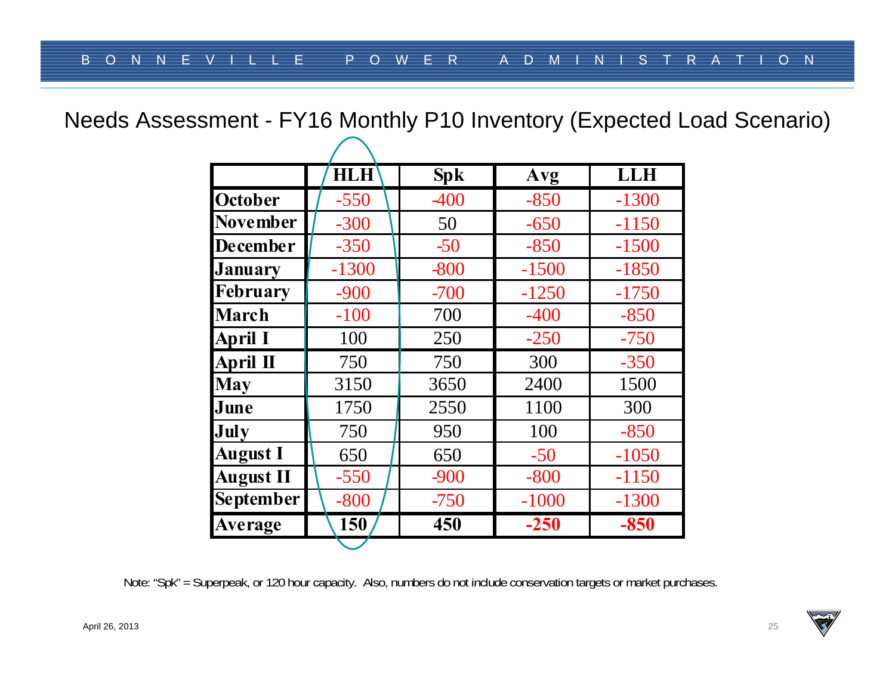# Needs Assessment - FY16 Monthly P10 Inventory (Expected Load Scenario)

| | HLH | Spk | Avg | LLH |
|---|---|---|---|---|
| **October** | -550 | -400 | -850 | -1300 |
| **November** | -300 | 50 | -650 | -1150 |
| **December** | -350 | -50 | -850 | -1500 |
| **January** | -1300 | -800 | -1500 | -1850 |
| **February** | -900 | -700 | -1250 | -1750 |
| **March** | -100 | 700 | -400 | -850 |
| **April I** | 100 | 250 | -250 | -750 |
| **April II** | 750 | 750 | 300 | -350 |
| **May** | 3150 | 3650 | 2400 | 1500 |
| **June** | 1750 | 2550 | 1100 | 300 |
| **July** | 750 | 950 | 100 | -850 |
| **August I** | 650 | 650 | -50 | -1050 |
| **August II** | -550 | -900 | -800 | -1150 |
| **September** | -800 | -750 | -1000 | -1300 |
| **Average** | **150** | **450** | **-250** | **-850** |

Note: "Spk" = Superpeak, or 120 hour capacity. Also, numbers do not include conservation targets or market purchases.

April 26, 2013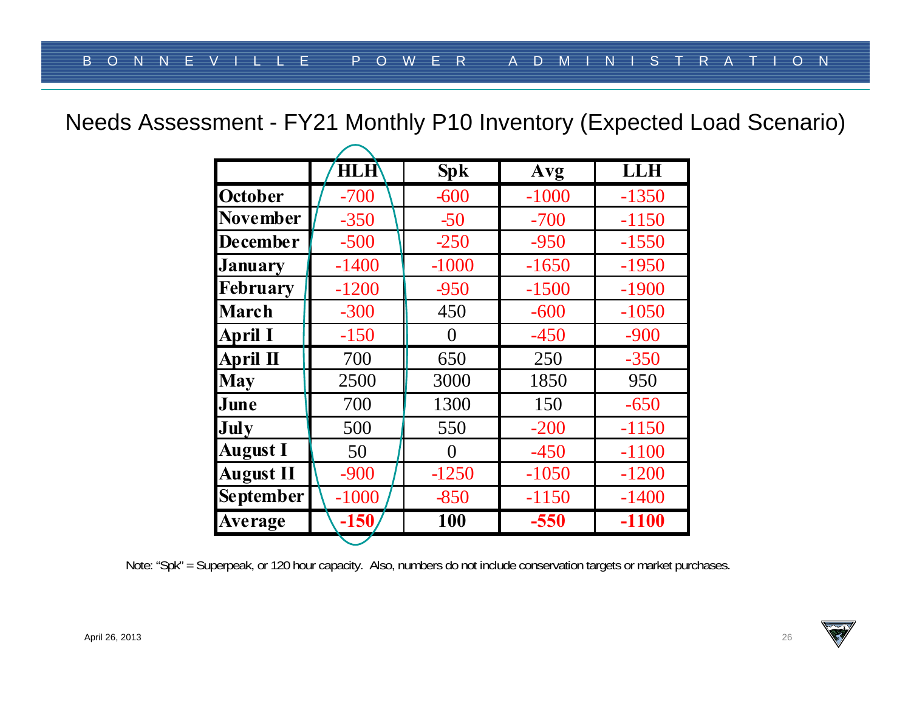## Needs Assessment - FY21 Monthly P10 Inventory (Expected Load Scenario)

| | HLH | Spk | Avg | LLH |
|---|---|---|---|---|
| **October** | -700 | -600 | -1000 | -1350 |
| **November** | -350 | -50 | -700 | -1150 |
| **December** | -500 | -250 | -950 | -1550 |
| **January** | -1400 | -1000 | -1650 | -1950 |
| **February** | -1200 | -950 | -1500 | -1900 |
| **March** | -300 | 450 | -600 | -1050 |
| **April I** | -150 | 0 | -450 | -900 |
| **April II** | 700 | 650 | 250 | -350 |
| **May** | 2500 | 3000 | 1850 | 950 |
| **June** | 700 | 1300 | 150 | -650 |
| **July** | 500 | 550 | -200 | -1150 |
| **August I** | 50 | 0 | -450 | -1100 |
| **August II** | -900 | -1250 | -1050 | -1200 |
| **September** | -1000 | -850 | -1150 | -1400 |
| **Average** | **-150** | **100** | **-550** | **-1100** |

Note: "Spk" = Superpeak, or 120 hour capacity. Also, numbers do not include conservation targets or market purchases.

April 26, 2013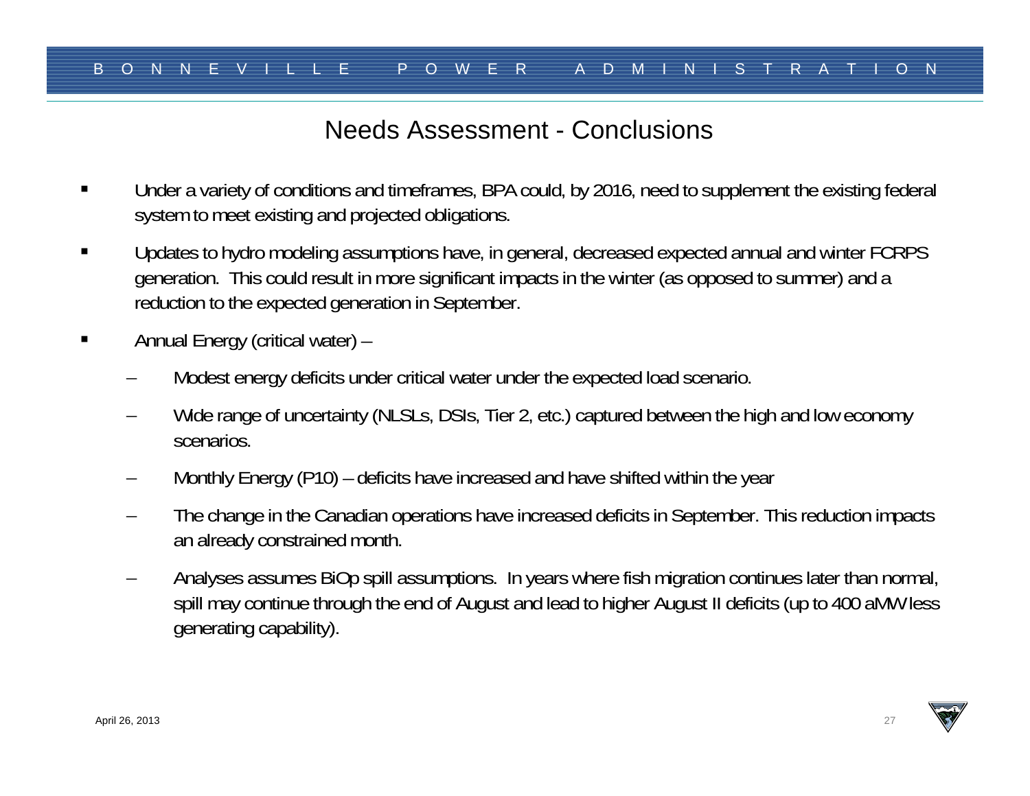# Needs Assessment - Conclusions

- Under a variety of conditions and timeframes, BPA could, by 2016, need to supplement the existing federal system to meet existing and projected obligations.
- Updates to hydro modeling assumptions have, in general, decreased expected annual and winter FCRPS generation. This could result in more significant impacts in the winter (as opposed to summer) and a reduction to the expected generation in September.
- Annual Energy (critical water) –
  - Modest energy deficits under critical water under the expected load scenario.
  - Wide range of uncertainty (NLSLs, DSIs, Tier 2, etc.) captured between the high and low economy scenarios.
  - Monthly Energy (P10) – deficits have increased and have shifted within the year
  - The change in the Canadian operations have increased deficits in September. This reduction impacts an already constrained month.
  - Analyses assumes BiOp spill assumptions. In years where fish migration continues later than normal, spill may continue through the end of August and lead to higher August II deficits (up to 400 aMW less generating capability).

April 26, 2013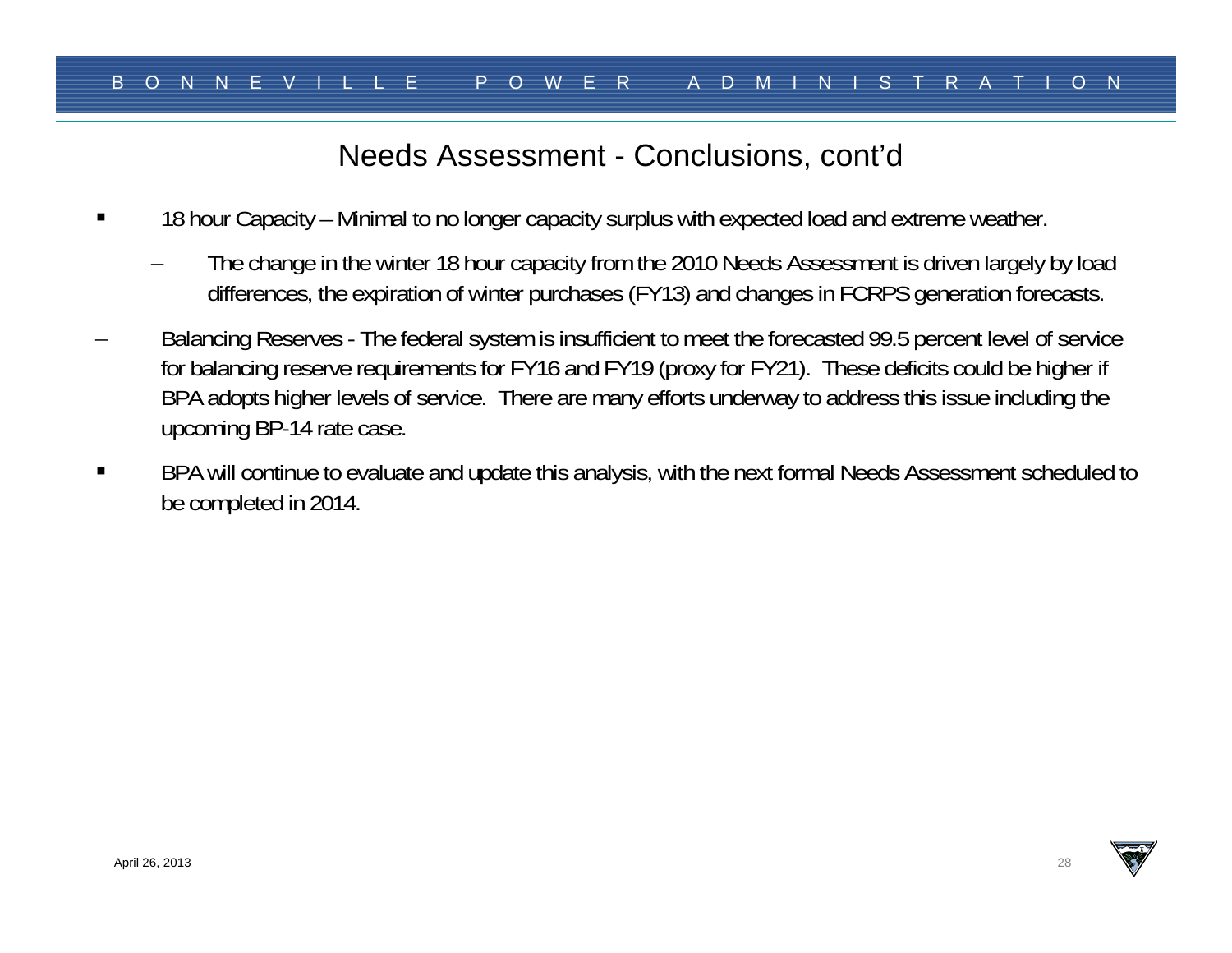## Needs Assessment - Conclusions, cont'd

- 18 hour Capacity – Minimal to no longer capacity surplus with expected load and extreme weather.
  - The change in the winter 18 hour capacity from the 2010 Needs Assessment is driven largely by load differences, the expiration of winter purchases (FY13) and changes in FCRPS generation forecasts.
- Balancing Reserves - The federal system is insufficient to meet the forecasted 99.5 percent level of service for balancing reserve requirements for FY16 and FY19 (proxy for FY21). These deficits could be higher if BPA adopts higher levels of service. There are many efforts underway to address this issue including the upcoming BP-14 rate case.
- BPA will continue to evaluate and update this analysis, with the next formal Needs Assessment scheduled to be completed in 2014.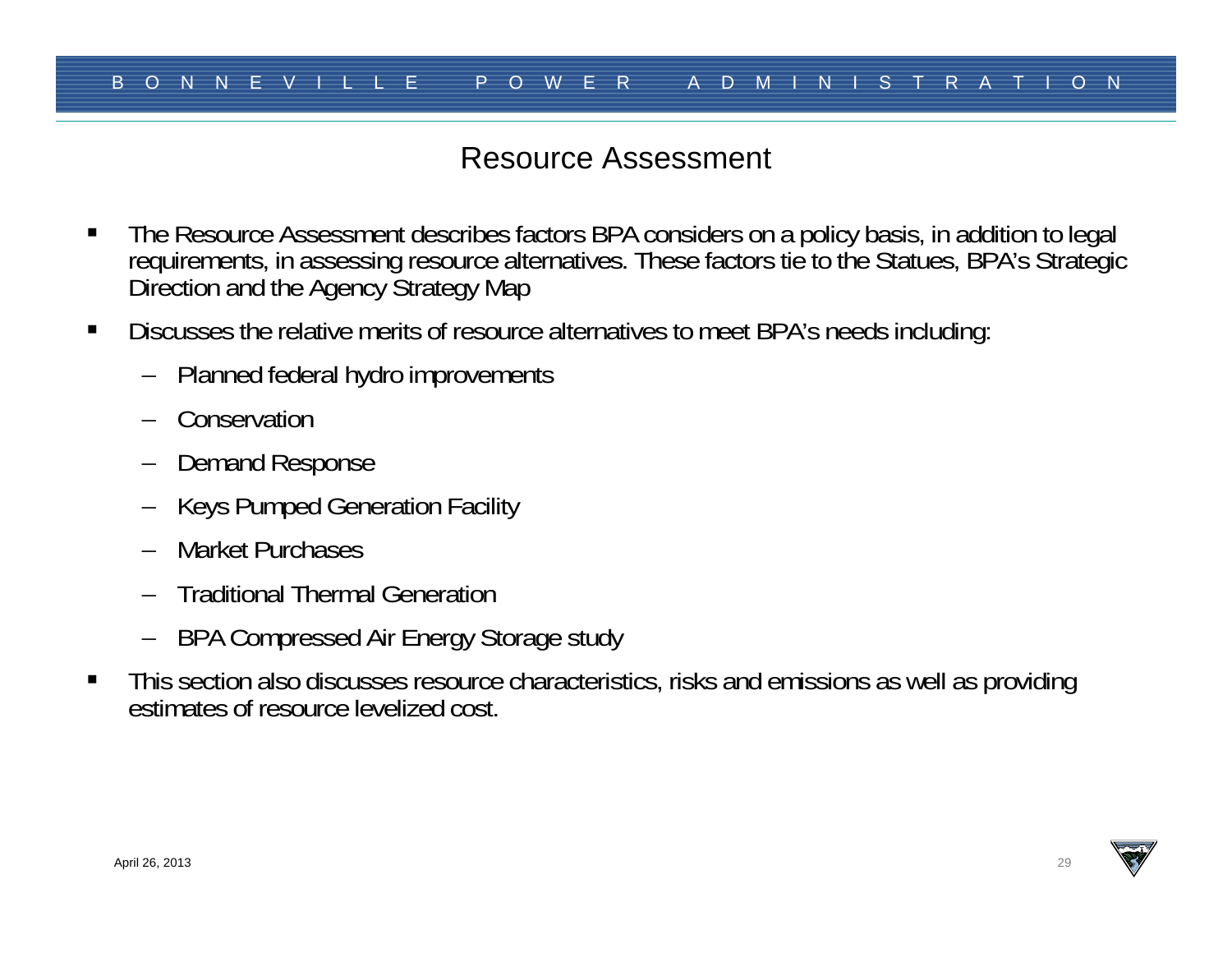# Resource Assessment

- The Resource Assessment describes factors BPA considers on a policy basis, in addition to legal requirements, in assessing resource alternatives. These factors tie to the Statues, BPA's Strategic Direction and the Agency Strategy Map
- Discusses the relative merits of resource alternatives to meet BPA's needs including:
  - Planned federal hydro improvements
  - Conservation
  - Demand Response
  - Keys Pumped Generation Facility
  - Market Purchases
  - Traditional Thermal Generation
  - BPA Compressed Air Energy Storage study
- This section also discusses resource characteristics, risks and emissions as well as providing estimates of resource levelized cost.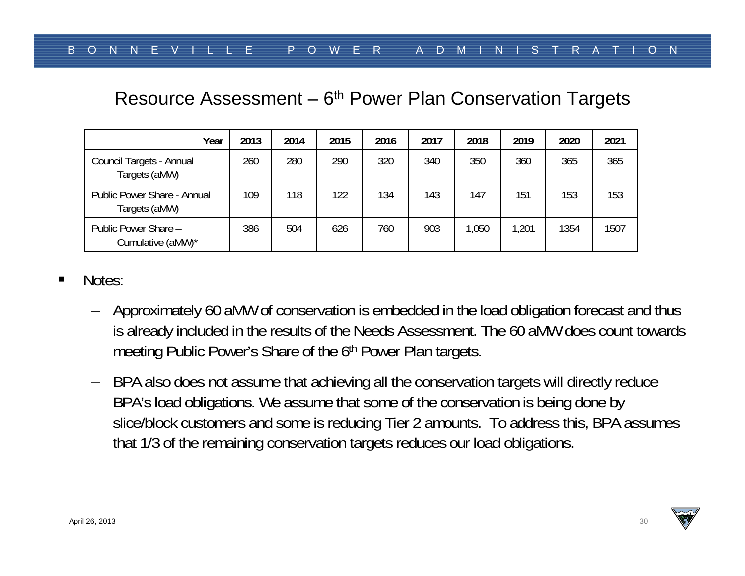# Resource Assessment – 6th Power Plan Conservation Targets

| Year | 2013 | 2014 | 2015 | 2016 | 2017 | 2018 | 2019 | 2020 | 2021 |
|---|---|---|---|---|---|---|---|---|---|
| Council Targets - Annual Targets (aMW) | 260 | 280 | 290 | 320 | 340 | 350 | 360 | 365 | 365 |
| Public Power Share - Annual Targets (aMW) | 109 | 118 | 122 | 134 | 143 | 147 | 151 | 153 | 153 |
| Public Power Share – Cumulative (aMW)* | 386 | 504 | 626 | 760 | 903 | 1,050 | 1,201 | 1354 | 1507 |

- Notes:
  - Approximately 60 aMW of conservation is embedded in the load obligation forecast and thus is already included in the results of the Needs Assessment. The 60 aMW does count towards meeting Public Power's Share of the 6th Power Plan targets.
  - BPA also does not assume that achieving all the conservation targets will directly reduce BPA's load obligations. We assume that some of the conservation is being done by slice/block customers and some is reducing Tier 2 amounts. To address this, BPA assumes that 1/3 of the remaining conservation targets reduces our load obligations.

April 26, 2013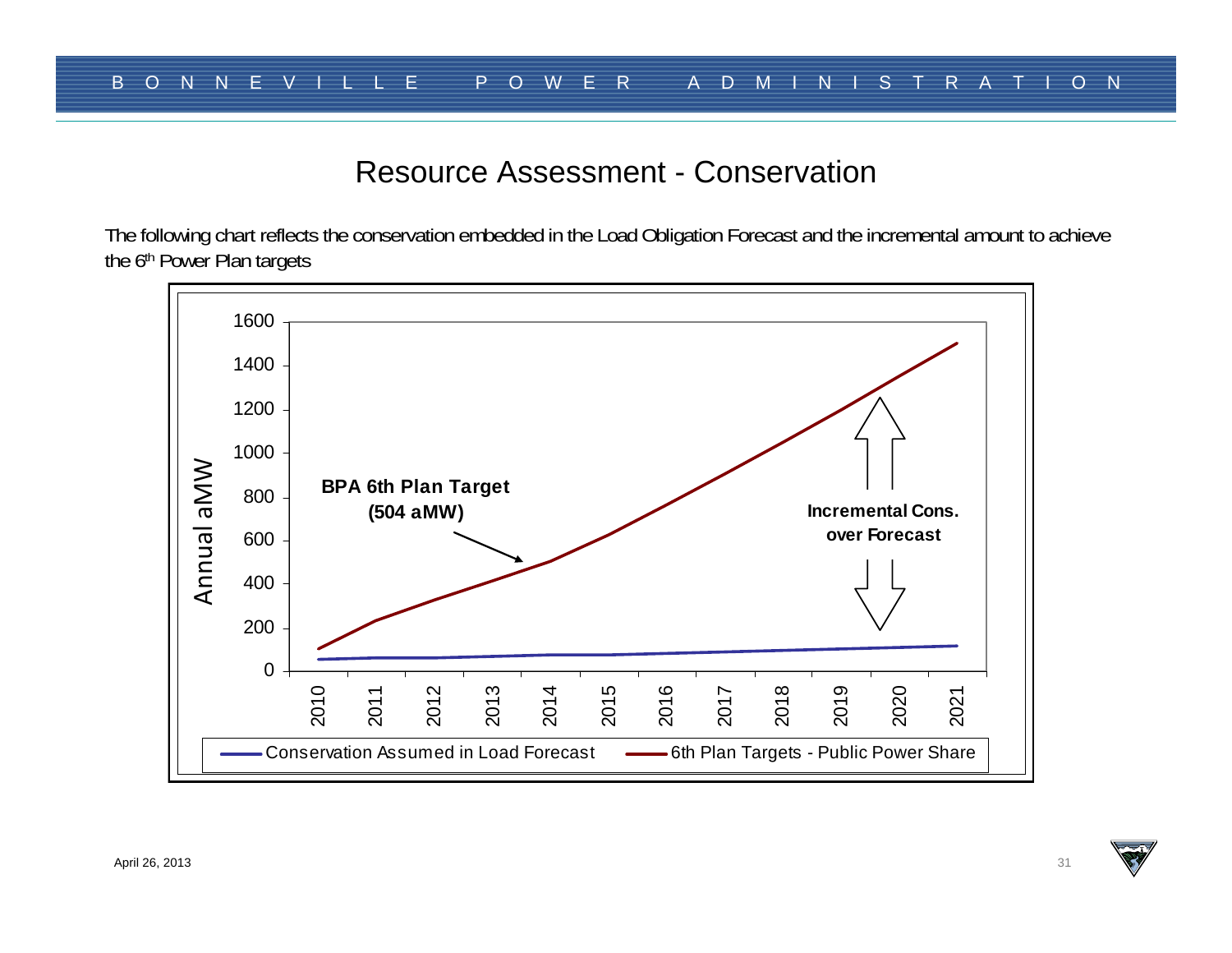# Resource Assessment - Conservation

The following chart reflects the conservation embedded in the Load Obligation Forecast and the incremental amount to achieve the 6th Power Plan targets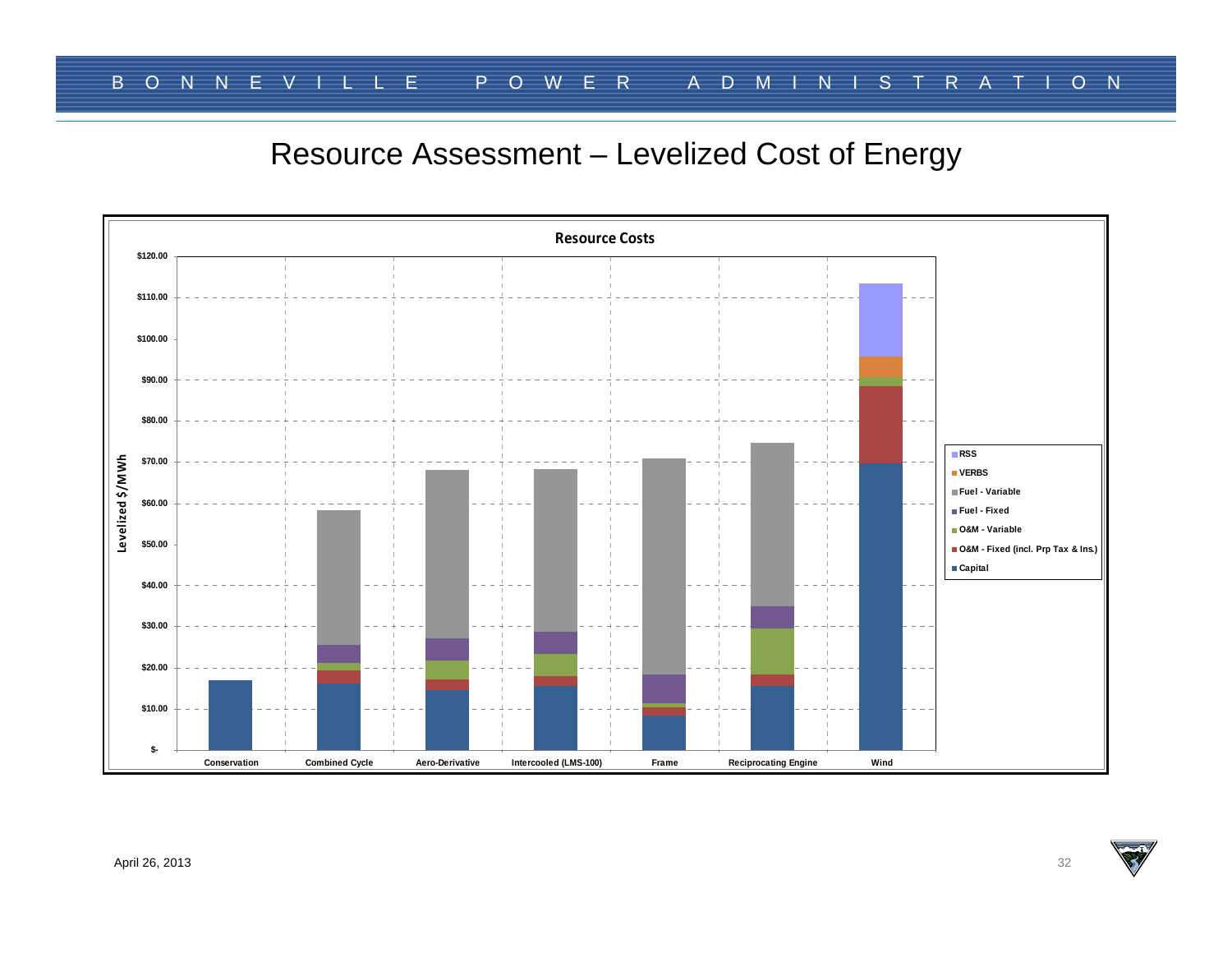# Resource Assessment – Levelized Cost of Energy

**Resource Costs**

Levelized $/MWh

| | Conservation | Combined Cycle | Aero-Derivative | Intercooled (LMS-100) | Frame | Reciprocating Engine | Wind |
|---|---|---|---|---|---|---|---|
| Legend: RSS, VERBS, Fuel - Variable, Fuel - Fixed, O&M - Variable, O&M - Fixed (incl. Prp Tax & Ins.), Capital | | | | | | | |

Y-axis: $-, $10.00, $20.00, $30.00, $40.00, $50.00, $60.00, $70.00, $80.00, $90.00, $100.00, $110.00, $120.00

April 26, 2013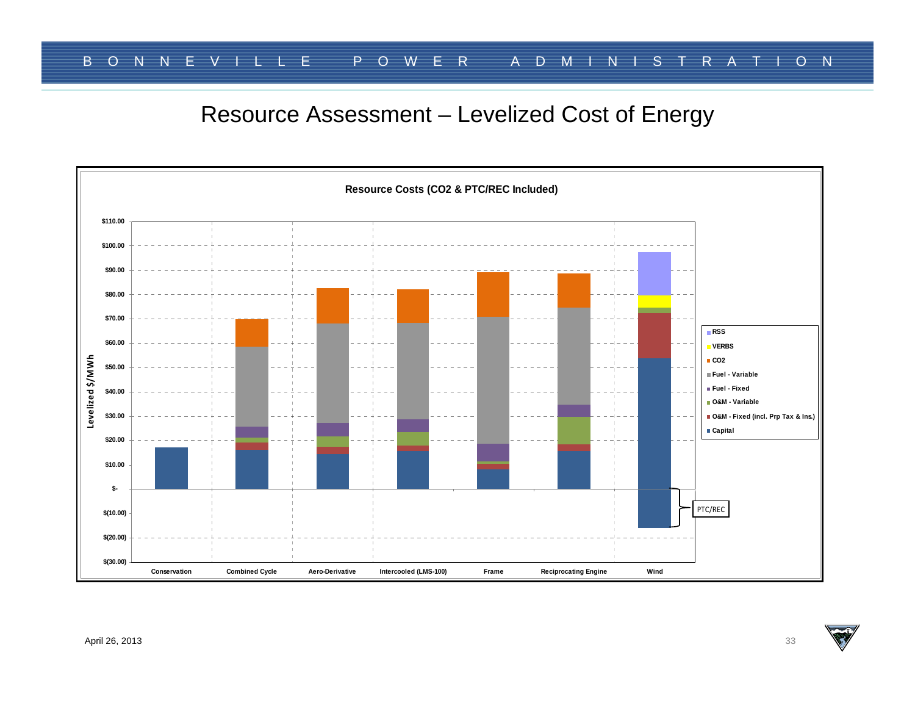# Resource Assessment – Levelized Cost of Energy

**Resource Costs (CO2 & PTC/REC Included)**

Levelized $/MWh

$110.00
$100.00
$90.00
$80.00
$70.00
$60.00
$50.00
$40.00
$30.00
$20.00
$10.00
$-
$(10.00)
$(20.00)
$(30.00)

Conservation | Combined Cycle | Aero-Derivative | Intercooled (LMS-100) | Frame | Reciprocating Engine | Wind

- RSS
- VERBS
- CO2
- Fuel - Variable
- Fuel - Fixed
- O&M - Variable
- O&M - Fixed (incl. Prp Tax & Ins.)
- Capital

PTC/REC

April 26, 2013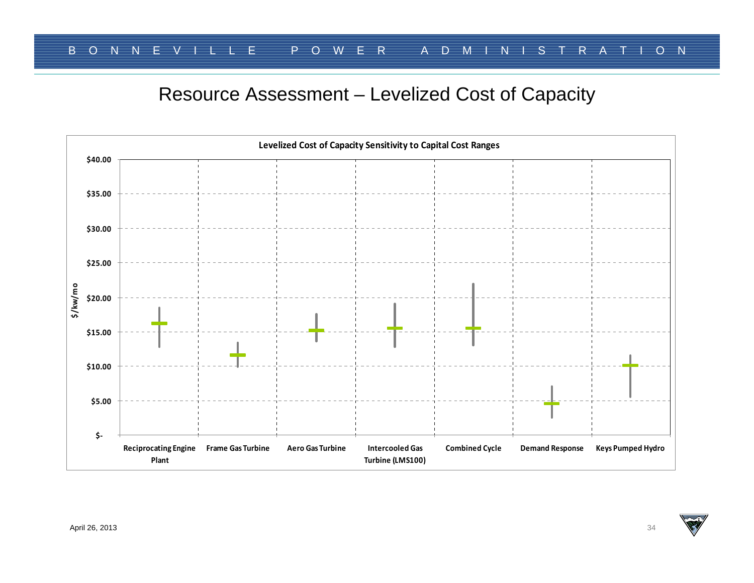# Resource Assessment – Levelized Cost of Capacity

**Levelized Cost of Capacity Sensitivity to Capital Cost Ranges**

$/kw/mo

$40.00
$35.00
$30.00
$25.00
$20.00
$15.00
$10.00
$5.00
$-

Reciprocating Engine Plant | Frame Gas Turbine | Aero Gas Turbine | Intercooled Gas Turbine (LMS100) | Combined Cycle | Demand Response | Keys Pumped Hydro

April 26, 2013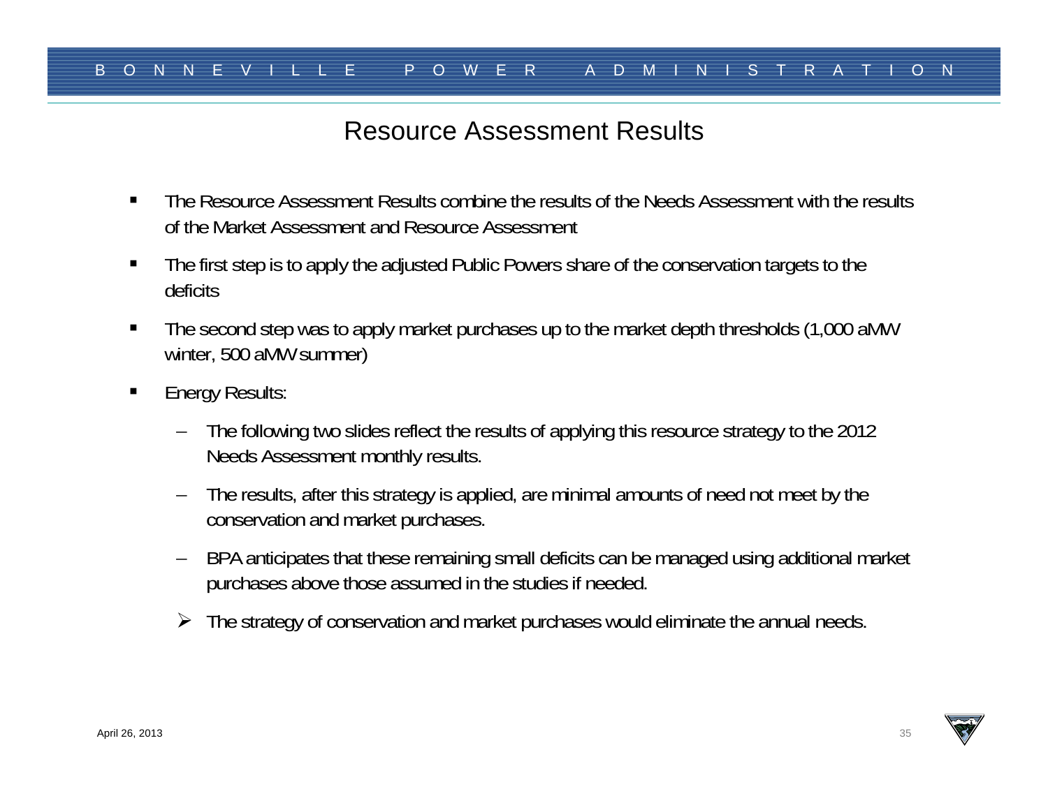# Resource Assessment Results

- The Resource Assessment Results combine the results of the Needs Assessment with the results of the Market Assessment and Resource Assessment
- The first step is to apply the adjusted Public Powers share of the conservation targets to the deficits
- The second step was to apply market purchases up to the market depth thresholds (1,000 aMW winter, 500 aMW summer)
- Energy Results:
  - The following two slides reflect the results of applying this resource strategy to the 2012 Needs Assessment monthly results.
  - The results, after this strategy is applied, are minimal amounts of need not meet by the conservation and market purchases.
  - BPA anticipates that these remaining small deficits can be managed using additional market purchases above those assumed in the studies if needed.
  - The strategy of conservation and market purchases would eliminate the annual needs.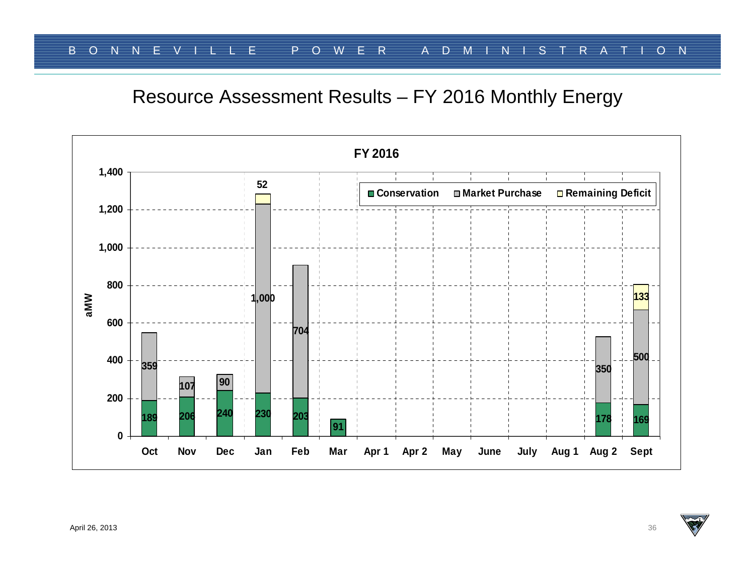# Resource Assessment Results – FY 2016 Monthly Energy

**FY 2016**

| Month | Conservation (aMW) | Market Purchase (aMW) | Remaining Deficit (aMW) |
|---|---|---|---|
| Oct | 189 | 359 | |
| Nov | 206 | 107 | |
| Dec | 240 | 90 | |
| Jan | 230 | 1,000 | 52 |
| Feb | 203 | 704 | |
| Mar | 91 | | |
| Apr 1 | | | |
| Apr 2 | | | |
| May | | | |
| June | | | |
| July | | | |
| Aug 1 | | | |
| Aug 2 | 178 | 350 | |
| Sept | 169 | 500 | 133 |

April 26, 2013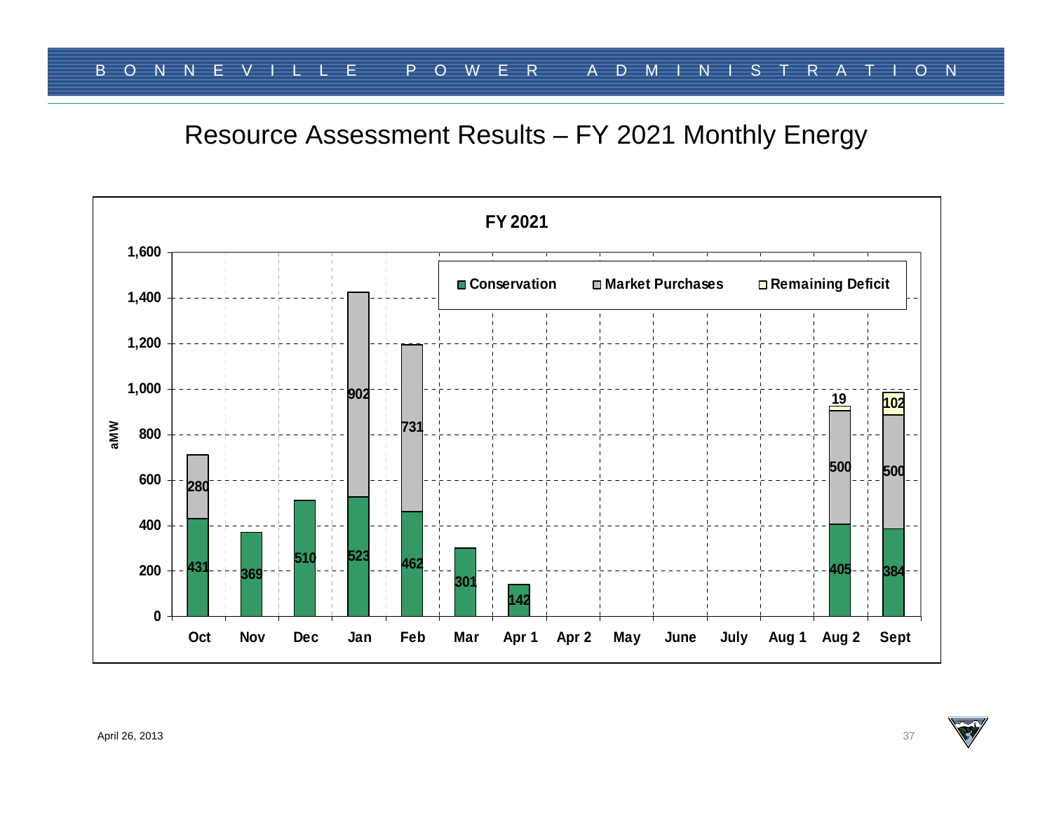# Resource Assessment Results – FY 2021 Monthly Energy

**FY 2021**

| Month | Conservation (aMW) | Market Purchases (aMW) | Remaining Deficit (aMW) |
|---|---|---|---|
| Oct | 431 | 280 | |
| Nov | 369 | | |
| Dec | 510 | | |
| Jan | 523 | 902 | |
| Feb | 462 | 731 | |
| Mar | 301 | | |
| Apr 1 | 142 | | |
| Apr 2 | | | |
| May | | | |
| June | | | |
| July | | | |
| Aug 1 | | | |
| Aug 2 | 405 | 500 | 19 |
| Sept | 384 | 500 | 102 |

April 26, 2013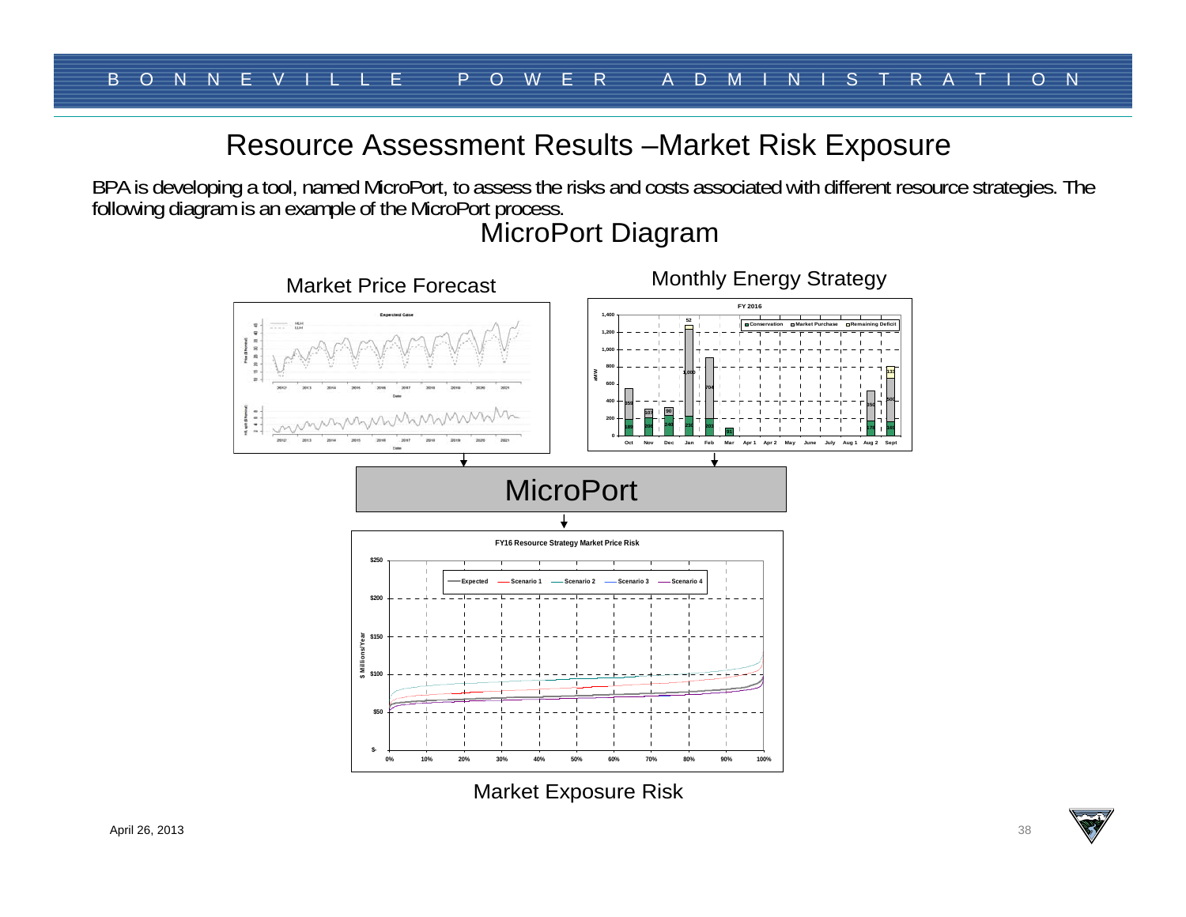# Resource Assessment Results –Market Risk Exposure

BPA is developing a tool, named MicroPort, to assess the risks and costs associated with different resource strategies. The following diagram is an example of the MicroPort process.

## MicroPort Diagram

Market Price Forecast

Monthly Energy Strategy

MicroPort

Market Exposure Risk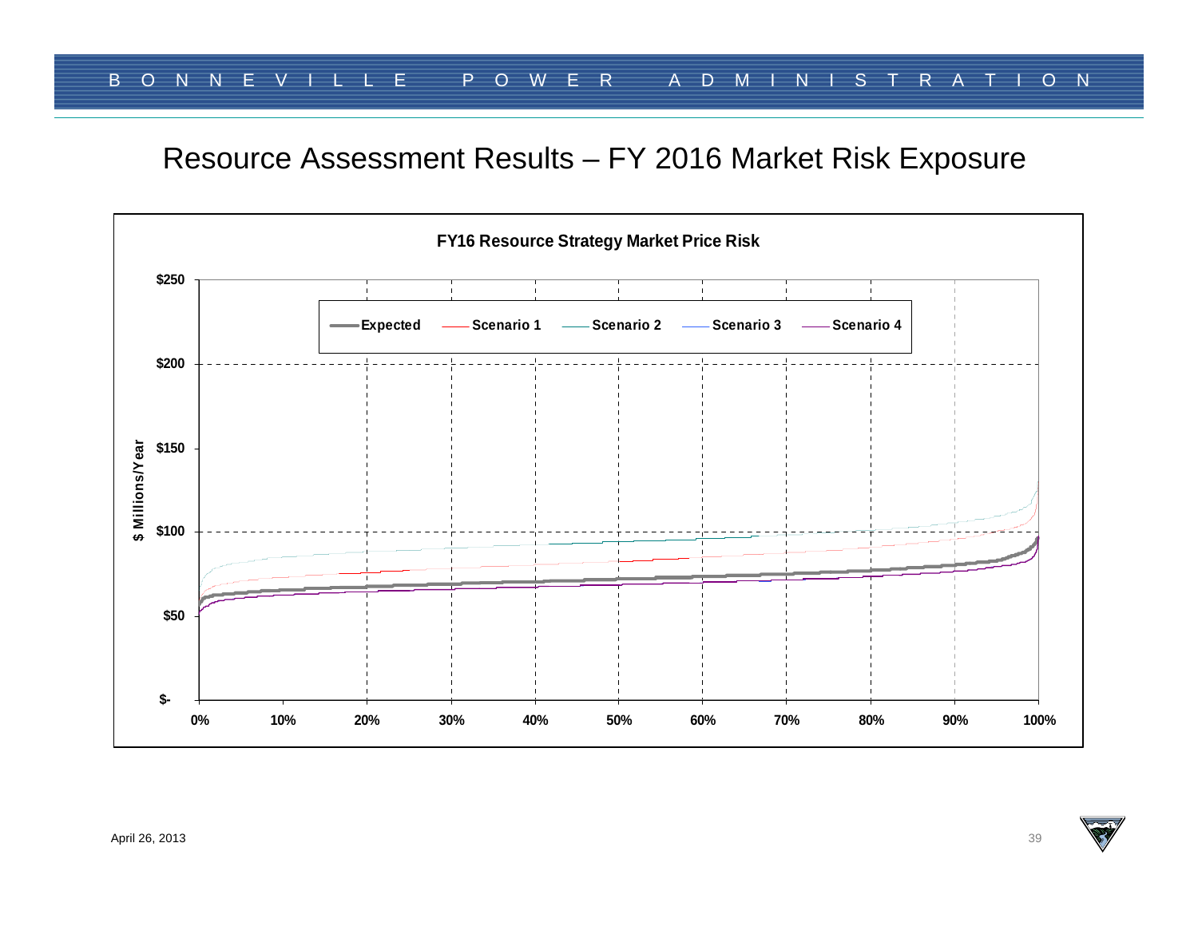# Resource Assessment Results – FY 2016 Market Risk Exposure

**FY16 Resource Strategy Market Price Risk**

Legend: Expected, Scenario 1, Scenario 2, Scenario 3, Scenario 4

Y-axis: $ Millions/Year ($-, $50, $100, $150, $200, $250)

X-axis: 0%, 10%, 20%, 30%, 40%, 50%, 60%, 70%, 80%, 90%, 100%

April 26, 2013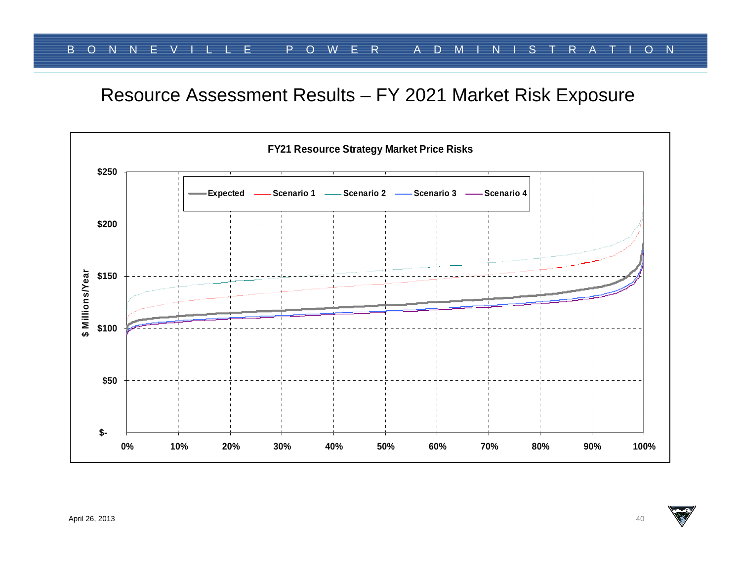# Resource Assessment Results – FY 2021 Market Risk Exposure

**FY21 Resource Strategy Market Price Risks**

Legend: Expected, Scenario 1, Scenario 2, Scenario 3, Scenario 4

Y-axis: $ Millions/Year ($-, $50, $100, $150, $200, $250)

X-axis: 0%, 10%, 20%, 30%, 40%, 50%, 60%, 70%, 80%, 90%, 100%

April 26, 2013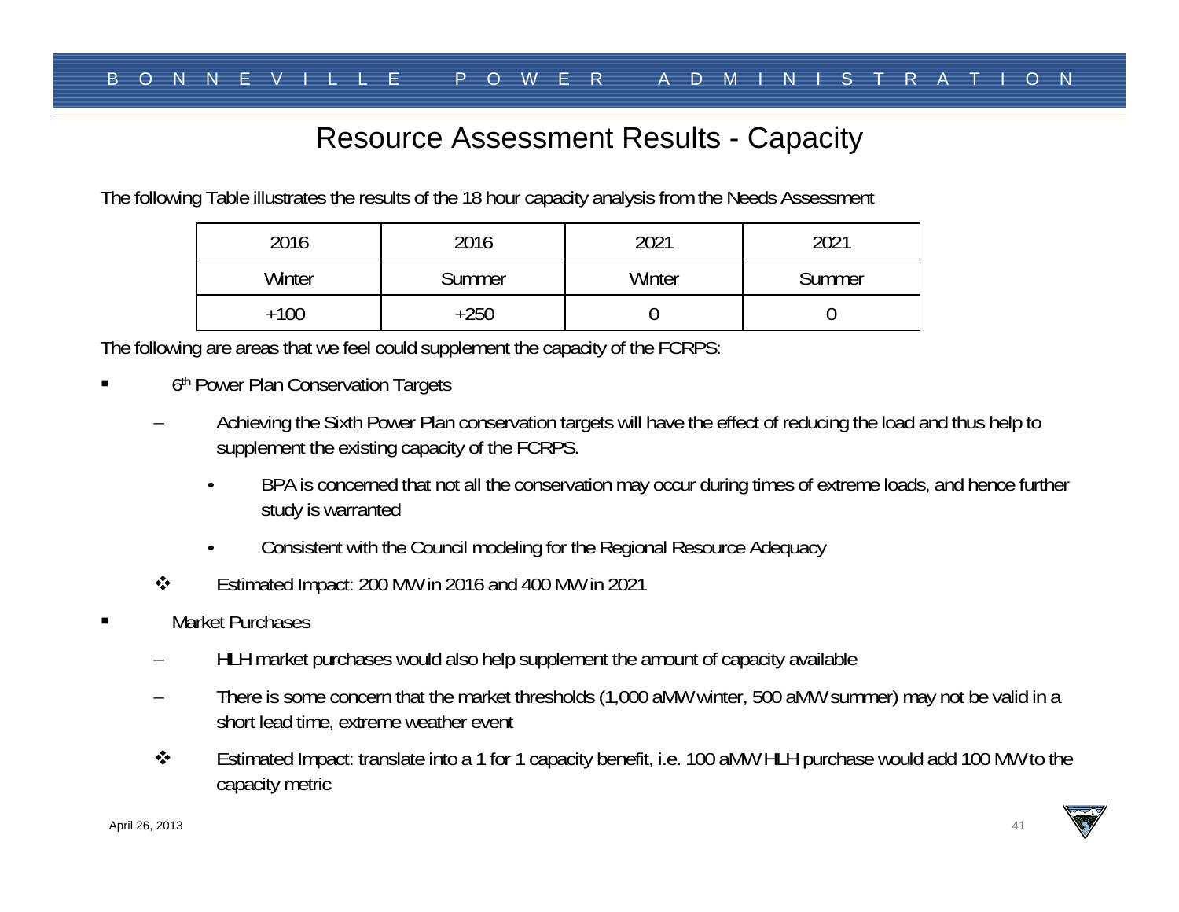# Resource Assessment Results - Capacity

The following Table illustrates the results of the 18 hour capacity analysis from the Needs Assessment

| 2016 | 2016 | 2021 | 2021 |
|---|---|---|---|
| Winter | Summer | Winter | Summer |
| +100 | +250 | 0 | 0 |

The following are areas that we feel could supplement the capacity of the FCRPS:

- 6th Power Plan Conservation Targets
  - Achieving the Sixth Power Plan conservation targets will have the effect of reducing the load and thus help to supplement the existing capacity of the FCRPS.
    - BPA is concerned that not all the conservation may occur during times of extreme loads, and hence further study is warranted
    - Consistent with the Council modeling for the Regional Resource Adequacy
  - ❖ Estimated Impact: 200 MW in 2016 and 400 MW in 2021
- Market Purchases
  - HLH market purchases would also help supplement the amount of capacity available
  - There is some concern that the market thresholds (1,000 aMW winter, 500 aMW summer) may not be valid in a short lead time, extreme weather event
  - ❖ Estimated Impact: translate into a 1 for 1 capacity benefit, i.e. 100 aMW HLH purchase would add 100 MW to the capacity metric

April 26, 2013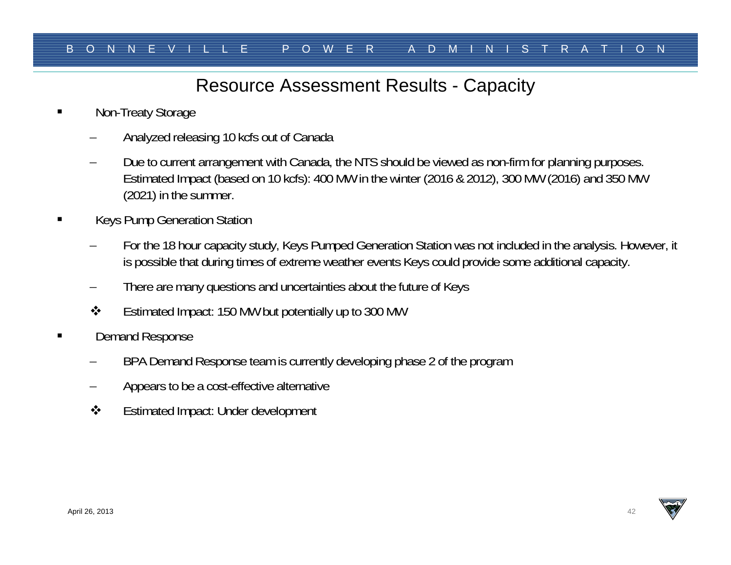# Resource Assessment Results - Capacity

- Non-Treaty Storage
  - Analyzed releasing 10 kcfs out of Canada
  - Due to current arrangement with Canada, the NTS should be viewed as non-firm for planning purposes. Estimated Impact (based on 10 kcfs): 400 MW in the winter (2016 & 2012), 300 MW (2016) and 350 MW (2021) in the summer.
- Keys Pump Generation Station
  - For the 18 hour capacity study, Keys Pumped Generation Station was not included in the analysis. However, it is possible that during times of extreme weather events Keys could provide some additional capacity.
  - There are many questions and uncertainties about the future of Keys
  - ❖ Estimated Impact: 150 MW but potentially up to 300 MW
- Demand Response
  - BPA Demand Response team is currently developing phase 2 of the program
  - Appears to be a cost-effective alternative
  - ❖ Estimated Impact: Under development

April 26, 2013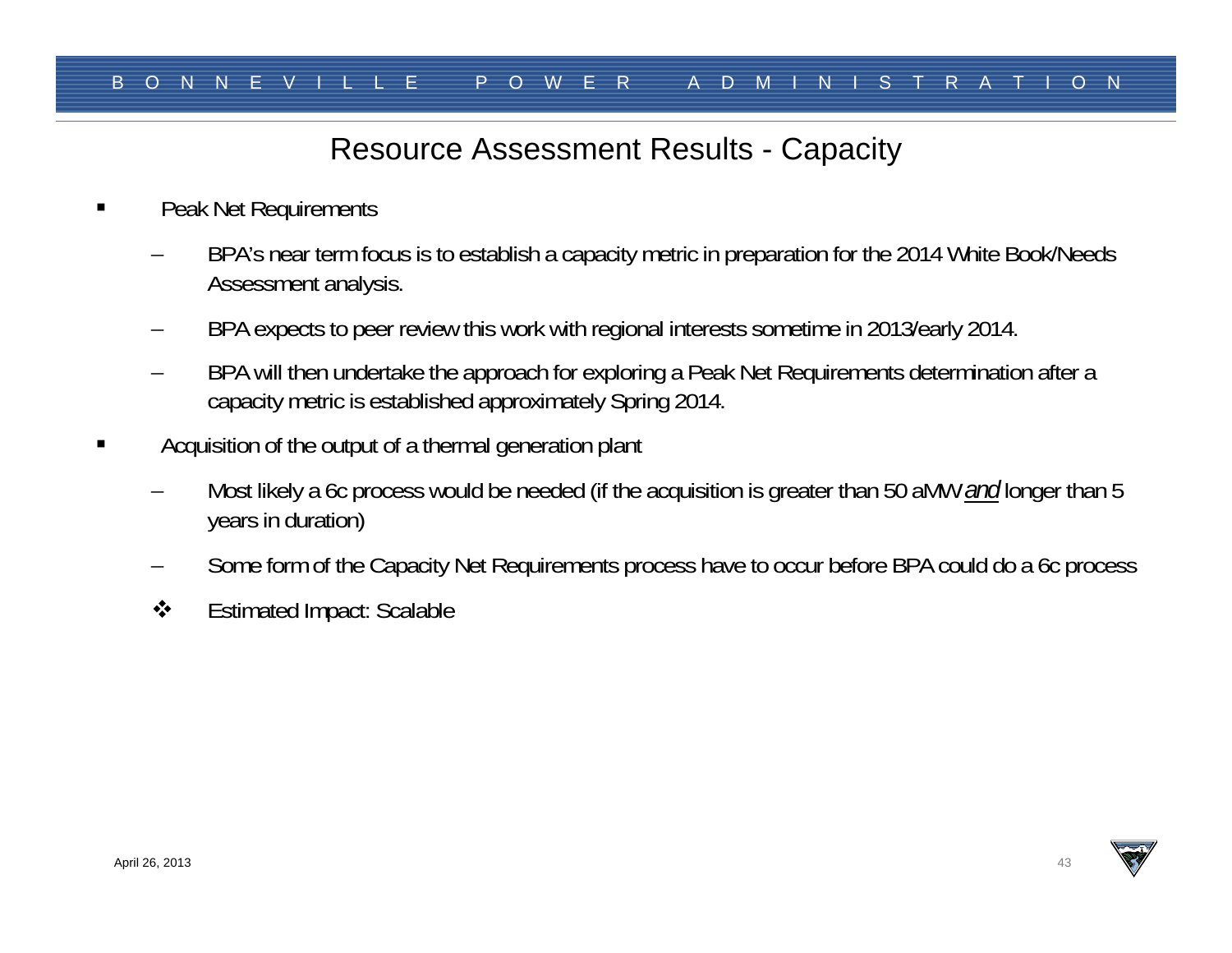# Resource Assessment Results - Capacity

- Peak Net Requirements
  - BPA's near term focus is to establish a capacity metric in preparation for the 2014 White Book/Needs Assessment analysis.
  - BPA expects to peer review this work with regional interests sometime in 2013/early 2014.
  - BPA will then undertake the approach for exploring a Peak Net Requirements determination after a capacity metric is established approximately Spring 2014.
- Acquisition of the output of a thermal generation plant
  - Most likely a 6c process would be needed (if the acquisition is greater than 50 aMW *and* longer than 5 years in duration)
  - Some form of the Capacity Net Requirements process have to occur before BPA could do a 6c process
  - ❖ Estimated Impact: Scalable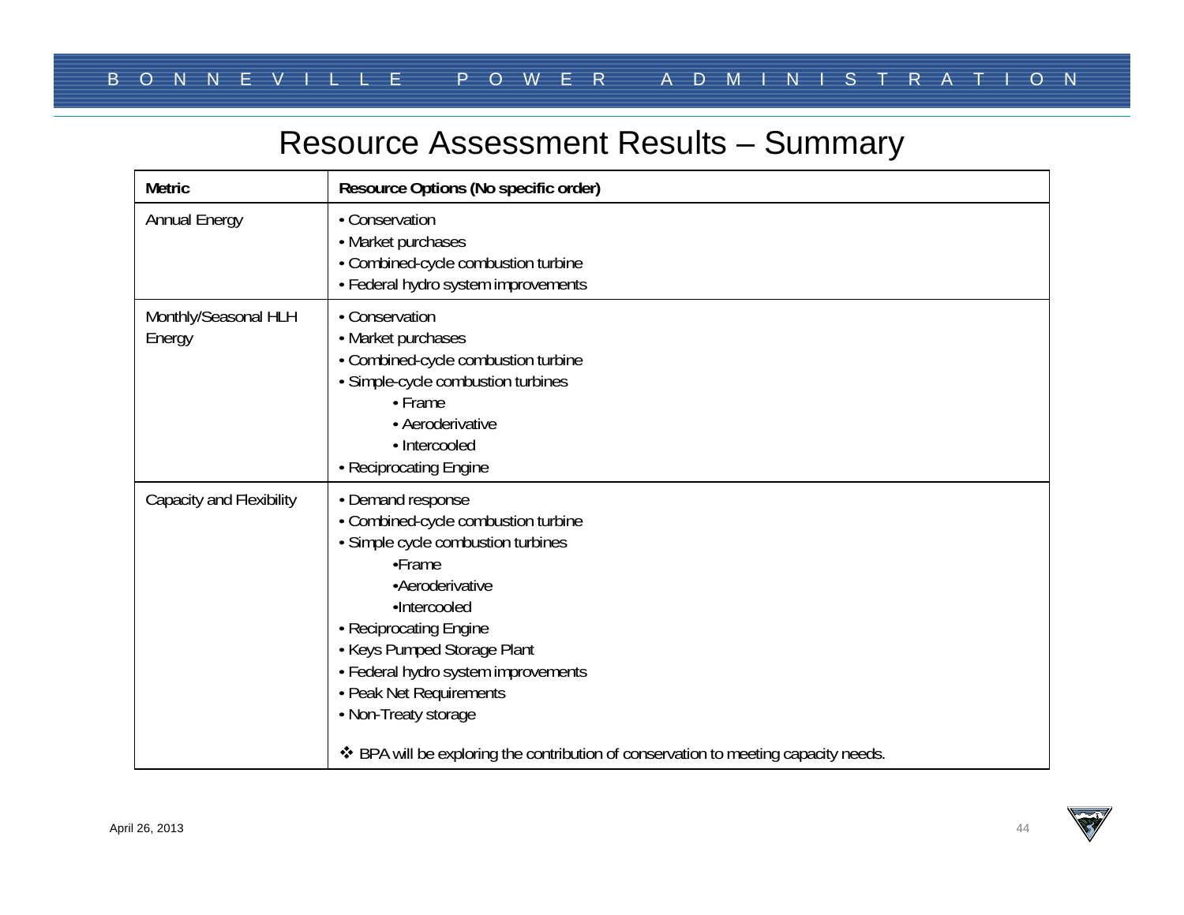# Resource Assessment Results – Summary

| Metric | Resource Options (No specific order) |
|---|---|
| Annual Energy | • Conservation<br>• Market purchases<br>• Combined-cycle combustion turbine<br>• Federal hydro system improvements |
| Monthly/Seasonal HLH Energy | • Conservation<br>• Market purchases<br>• Combined-cycle combustion turbine<br>• Simple-cycle combustion turbines<br>&nbsp;&nbsp;&nbsp;&nbsp;• Frame<br>&nbsp;&nbsp;&nbsp;&nbsp;• Aeroderivative<br>&nbsp;&nbsp;&nbsp;&nbsp;• Intercooled<br>• Reciprocating Engine |
| Capacity and Flexibility | • Demand response<br>• Combined-cycle combustion turbine<br>• Simple cycle combustion turbines<br>&nbsp;&nbsp;&nbsp;&nbsp;•Frame<br>&nbsp;&nbsp;&nbsp;&nbsp;•Aeroderivative<br>&nbsp;&nbsp;&nbsp;&nbsp;•Intercooled<br>• Reciprocating Engine<br>• Keys Pumped Storage Plant<br>• Federal hydro system improvements<br>• Peak Net Requirements<br>• Non-Treaty storage<br><br>❖ BPA will be exploring the contribution of conservation to meeting capacity needs. |

April 26, 2013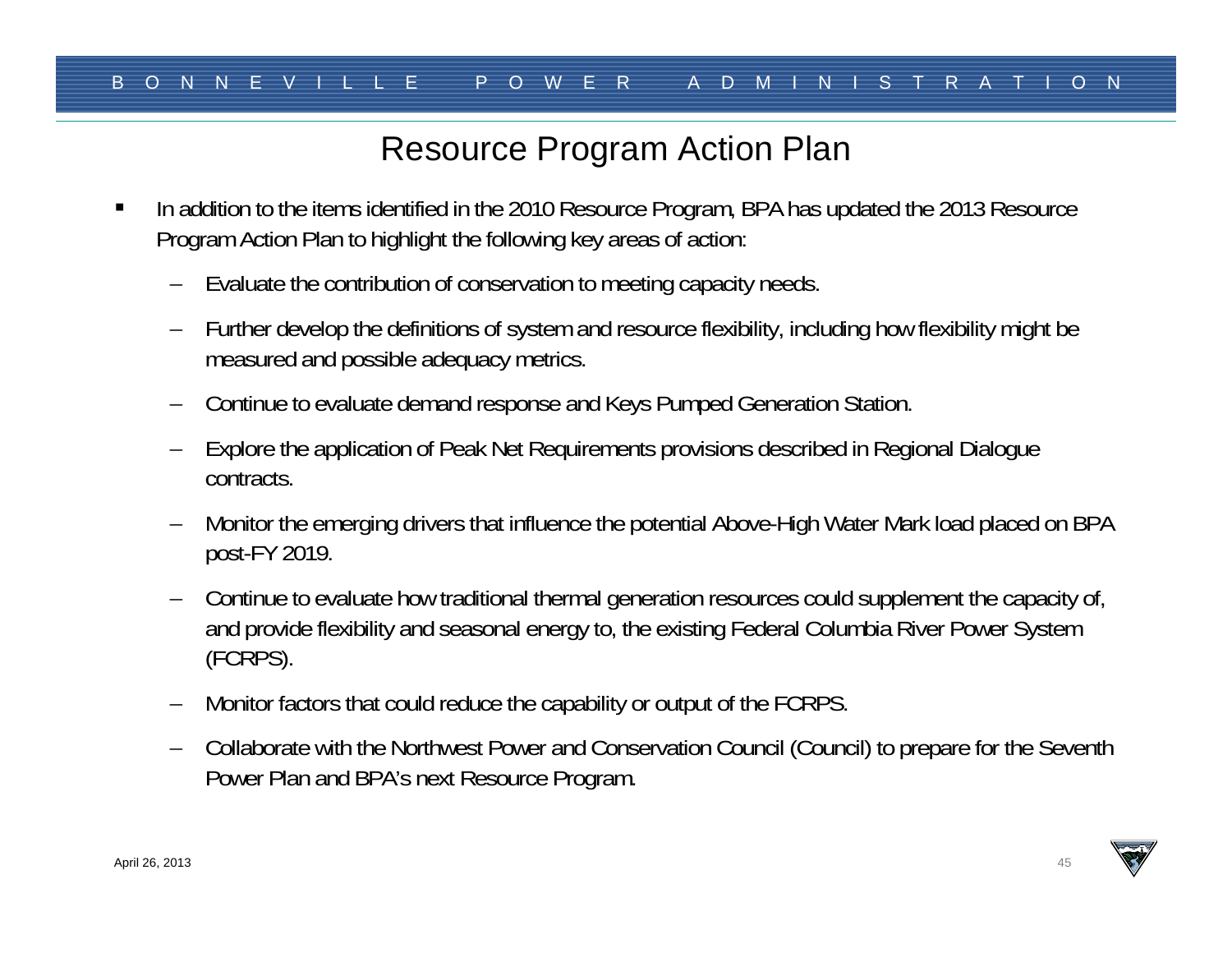# Resource Program Action Plan

- In addition to the items identified in the 2010 Resource Program, BPA has updated the 2013 Resource Program Action Plan to highlight the following key areas of action:
  - Evaluate the contribution of conservation to meeting capacity needs.
  - Further develop the definitions of system and resource flexibility, including how flexibility might be measured and possible adequacy metrics.
  - Continue to evaluate demand response and Keys Pumped Generation Station.
  - Explore the application of Peak Net Requirements provisions described in Regional Dialogue contracts.
  - Monitor the emerging drivers that influence the potential Above-High Water Mark load placed on BPA post-FY 2019.
  - Continue to evaluate how traditional thermal generation resources could supplement the capacity of, and provide flexibility and seasonal energy to, the existing Federal Columbia River Power System (FCRPS).
  - Monitor factors that could reduce the capability or output of the FCRPS.
  - Collaborate with the Northwest Power and Conservation Council (Council) to prepare for the Seventh Power Plan and BPA's next Resource Program.